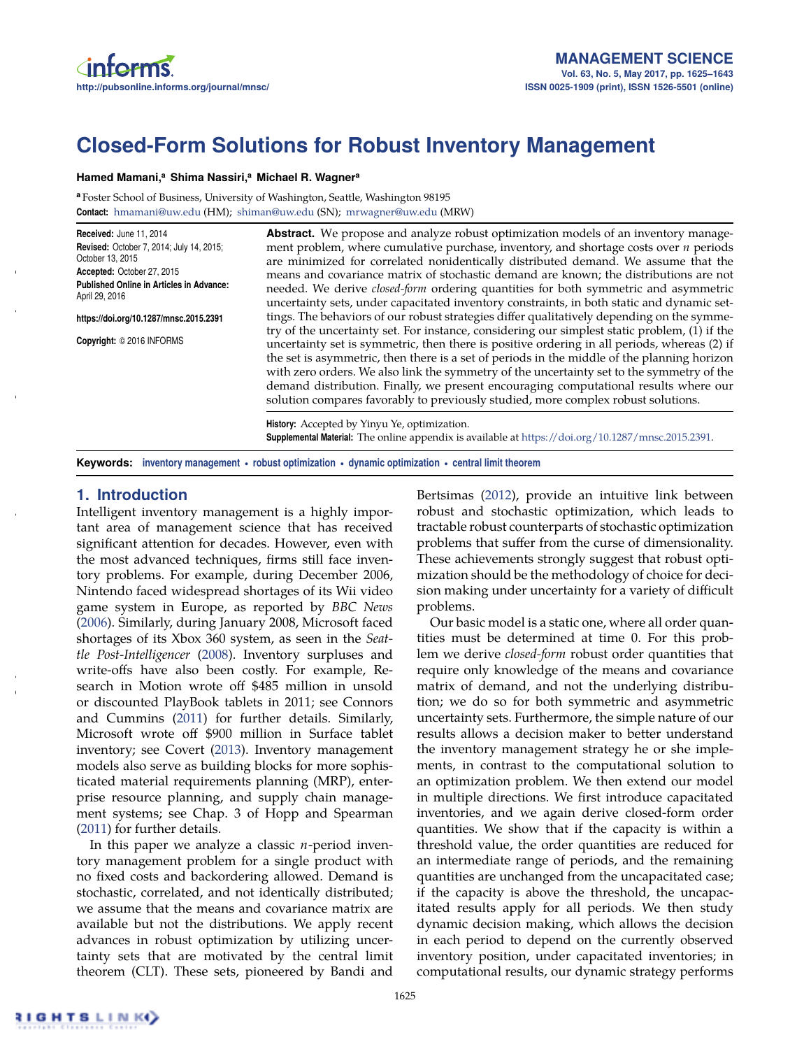# Closed-Form Solutions for Robust Inventory Management

**Hamed Mamani,[a] Shima Nassiri,[a] Michael R. Wagner[a]**

[a] Foster School of Business, University of Washington, Seattle, Washington 98195

**Contact:** hmamani@uw.edu (HM); shiman@uw.edu (SN); mrwagner@uw.edu (MRW)

**Received:** June 11, 2014
**Revised:** October 7, 2014; July 14, 2015; October 13, 2015
**Accepted:** October 27, 2015
**Published Online in Articles in Advance:** April 29, 2016

https://doi.org/10.1287/mnsc.2015.2391

**Copyright:** © 2016 INFORMS

**Abstract.** We propose and analyze robust optimization models of an inventory management problem, where cumulative purchase, inventory, and shortage costs over $n$ periods are minimized for correlated nonidentically distributed demand. We assume that the means and covariance matrix of stochastic demand are known; the distributions are not needed. We derive *closed-form* ordering quantities for both symmetric and asymmetric uncertainty sets, under capacitated inventory constraints, in both static and dynamic settings. The behaviors of our robust strategies differ qualitatively depending on the symmetry of the uncertainty set. For instance, considering our simplest static problem, (1) if the uncertainty set is symmetric, then there is positive ordering in all periods, whereas (2) if the set is asymmetric, then there is a set of periods in the middle of the planning horizon with zero orders. We also link the symmetry of the uncertainty set to the symmetry of the demand distribution. Finally, we present encouraging computational results where our solution compares favorably to previously studied, more complex robust solutions.

**History:** Accepted by Yinyu Ye, optimization.
**Supplemental Material:** The online appendix is available at https://doi.org/10.1287/mnsc.2015.2391.

**Keywords:** inventory management • robust optimization • dynamic optimization • central limit theorem

## 1. Introduction

Intelligent inventory management is a highly important area of management science that has received significant attention for decades. However, even with the most advanced techniques, firms still face inventory problems. For example, during December 2006, Nintendo faced widespread shortages of its Wii video game system in Europe, as reported by *BBC News* (2006). Similarly, during January 2008, Microsoft faced shortages of its Xbox 360 system, as seen in the *Seattle Post-Intelligencer* (2008). Inventory surpluses and write-offs have also been costly. For example, Research in Motion wrote off \$485 million in unsold or discounted PlayBook tablets in 2011; see Connors and Cummins (2011) for further details. Similarly, Microsoft wrote off \$900 million in Surface tablet inventory; see Covert (2013). Inventory management models also serve as building blocks for more sophisticated material requirements planning (MRP), enterprise resource planning, and supply chain management systems; see Chap. 3 of Hopp and Spearman (2011) for further details.

In this paper we analyze a classic $n$-period inventory management problem for a single product with no fixed costs and backordering allowed. Demand is stochastic, correlated, and not identically distributed; we assume that the means and covariance matrix are available but not the distributions. We apply recent advances in robust optimization by utilizing uncertainty sets that are motivated by the central limit theorem (CLT). These sets, pioneered by Bandi and Bertsimas (2012), provide an intuitive link between robust and stochastic optimization, which leads to tractable robust counterparts of stochastic optimization problems that suffer from the curse of dimensionality. These achievements strongly suggest that robust optimization should be the methodology of choice for decision making under uncertainty for a variety of difficult problems.

Our basic model is a static one, where all order quantities must be determined at time 0. For this problem we derive *closed-form* robust order quantities that require only knowledge of the means and covariance matrix of demand, and not the underlying distribution; we do so for both symmetric and asymmetric uncertainty sets. Furthermore, the simple nature of our results allows a decision maker to better understand the inventory management strategy he or she implements, in contrast to the computational solution to an optimization problem. We then extend our model in multiple directions. We first introduce capacitated inventories, and we again derive closed-form order quantities. We show that if the capacity is within a threshold value, the order quantities are reduced for an intermediate range of periods, and the remaining quantities are unchanged from the uncapacitated case; if the capacity is above the threshold, the uncapacitated results apply for all periods. We then study dynamic decision making, which allows the decision in each period to depend on the currently observed inventory position, under capacitated inventories; in computational results, our dynamic strategy performs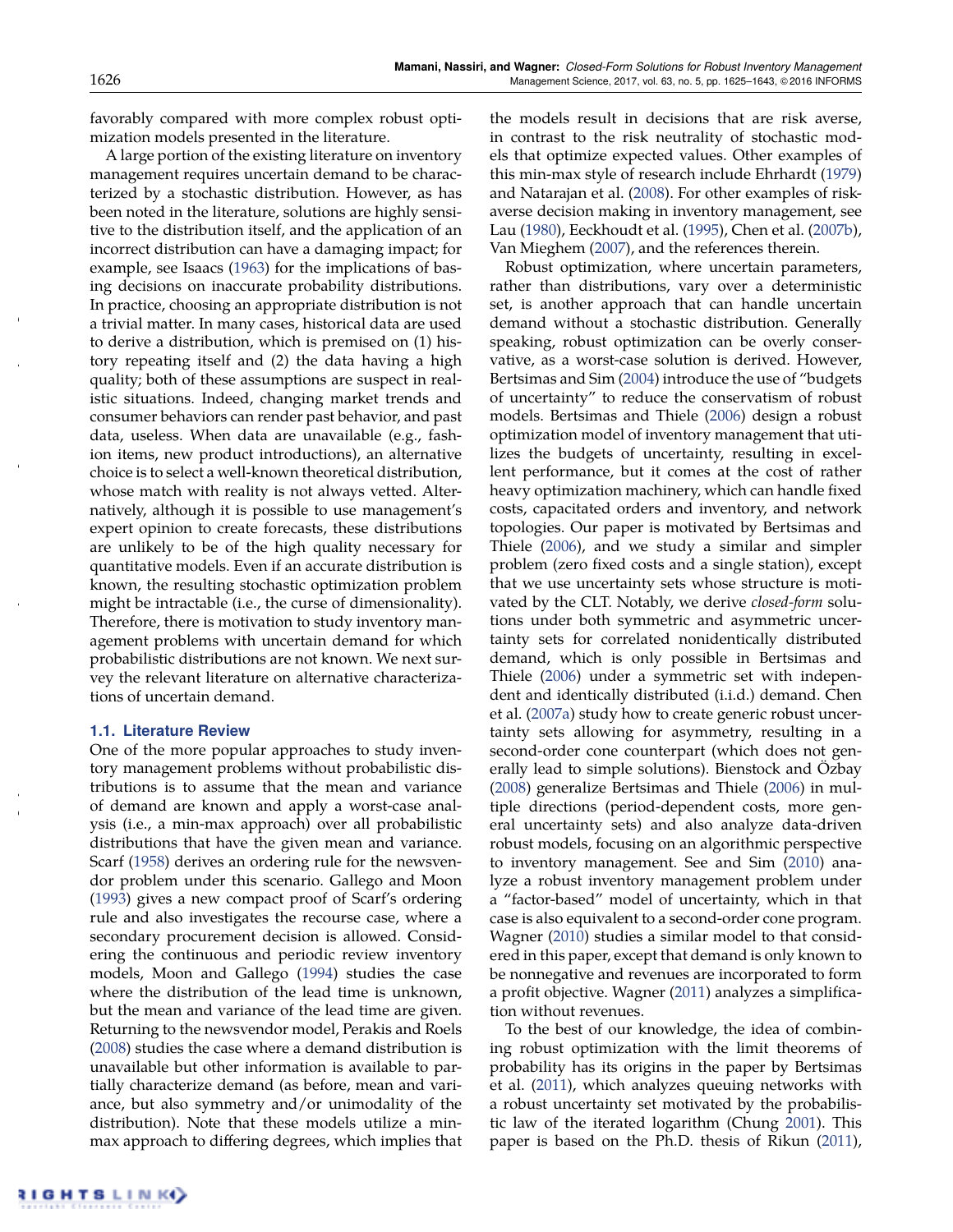favorably compared with more complex robust optimization models presented in the literature.

A large portion of the existing literature on inventory management requires uncertain demand to be characterized by a stochastic distribution. However, as has been noted in the literature, solutions are highly sensitive to the distribution itself, and the application of an incorrect distribution can have a damaging impact; for example, see Isaacs (1963) for the implications of basing decisions on inaccurate probability distributions. In practice, choosing an appropriate distribution is not a trivial matter. In many cases, historical data are used to derive a distribution, which is premised on (1) history repeating itself and (2) the data having a high quality; both of these assumptions are suspect in realistic situations. Indeed, changing market trends and consumer behaviors can render past behavior, and past data, useless. When data are unavailable (e.g., fashion items, new product introductions), an alternative choice is to select a well-known theoretical distribution, whose match with reality is not always vetted. Alternatively, although it is possible to use management's expert opinion to create forecasts, these distributions are unlikely to be of the high quality necessary for quantitative models. Even if an accurate distribution is known, the resulting stochastic optimization problem might be intractable (i.e., the curse of dimensionality). Therefore, there is motivation to study inventory management problems with uncertain demand for which probabilistic distributions are not known. We next survey the relevant literature on alternative characterizations of uncertain demand.

### 1.1. Literature Review

One of the more popular approaches to study inventory management problems without probabilistic distributions is to assume that the mean and variance of demand are known and apply a worst-case analysis (i.e., a min-max approach) over all probabilistic distributions that have the given mean and variance. Scarf (1958) derives an ordering rule for the newsvendor problem under this scenario. Gallego and Moon (1993) gives a new compact proof of Scarf's ordering rule and also investigates the recourse case, where a secondary procurement decision is allowed. Considering the continuous and periodic review inventory models, Moon and Gallego (1994) studies the case where the distribution of the lead time is unknown, but the mean and variance of the lead time are given. Returning to the newsvendor model, Perakis and Roels (2008) studies the case where a demand distribution is unavailable but other information is available to partially characterize demand (as before, mean and variance, but also symmetry and/or unimodality of the distribution). Note that these models utilize a min-max approach to differing degrees, which implies that the models result in decisions that are risk averse, in contrast to the risk neutrality of stochastic models that optimize expected values. Other examples of this min-max style of research include Ehrhardt (1979) and Natarajan et al. (2008). For other examples of risk-averse decision making in inventory management, see Lau (1980), Eeckhoudt et al. (1995), Chen et al. (2007b), Van Mieghem (2007), and the references therein.

Robust optimization, where uncertain parameters, rather than distributions, vary over a deterministic set, is another approach that can handle uncertain demand without a stochastic distribution. Generally speaking, robust optimization can be overly conservative, as a worst-case solution is derived. However, Bertsimas and Sim (2004) introduce the use of "budgets of uncertainty" to reduce the conservatism of robust models. Bertsimas and Thiele (2006) design a robust optimization model of inventory management that utilizes the budgets of uncertainty, resulting in excellent performance, but it comes at the cost of rather heavy optimization machinery, which can handle fixed costs, capacitated orders and inventory, and network topologies. Our paper is motivated by Bertsimas and Thiele (2006), and we study a similar and simpler problem (zero fixed costs and a single station), except that we use uncertainty sets whose structure is motivated by the CLT. Notably, we derive *closed-form* solutions under both symmetric and asymmetric uncertainty sets for correlated nonidentically distributed demand, which is only possible in Bertsimas and Thiele (2006) under a symmetric set with independent and identically distributed (i.i.d.) demand. Chen et al. (2007a) study how to create generic robust uncertainty sets allowing for asymmetry, resulting in a second-order cone counterpart (which does not generally lead to simple solutions). Bienstock and Özbay (2008) generalize Bertsimas and Thiele (2006) in multiple directions (period-dependent costs, more general uncertainty sets) and also analyze data-driven robust models, focusing on an algorithmic perspective to inventory management. See and Sim (2010) analyze a robust inventory management problem under a "factor-based" model of uncertainty, which in that case is also equivalent to a second-order cone program. Wagner (2010) studies a similar model to that considered in this paper, except that demand is only known to be nonnegative and revenues are incorporated to form a profit objective. Wagner (2011) analyzes a simplification without revenues.

To the best of our knowledge, the idea of combining robust optimization with the limit theorems of probability has its origins in the paper by Bertsimas et al. (2011), which analyzes queuing networks with a robust uncertainty set motivated by the probabilistic law of the iterated logarithm (Chung 2001). This paper is based on the Ph.D. thesis of Rikun (2011),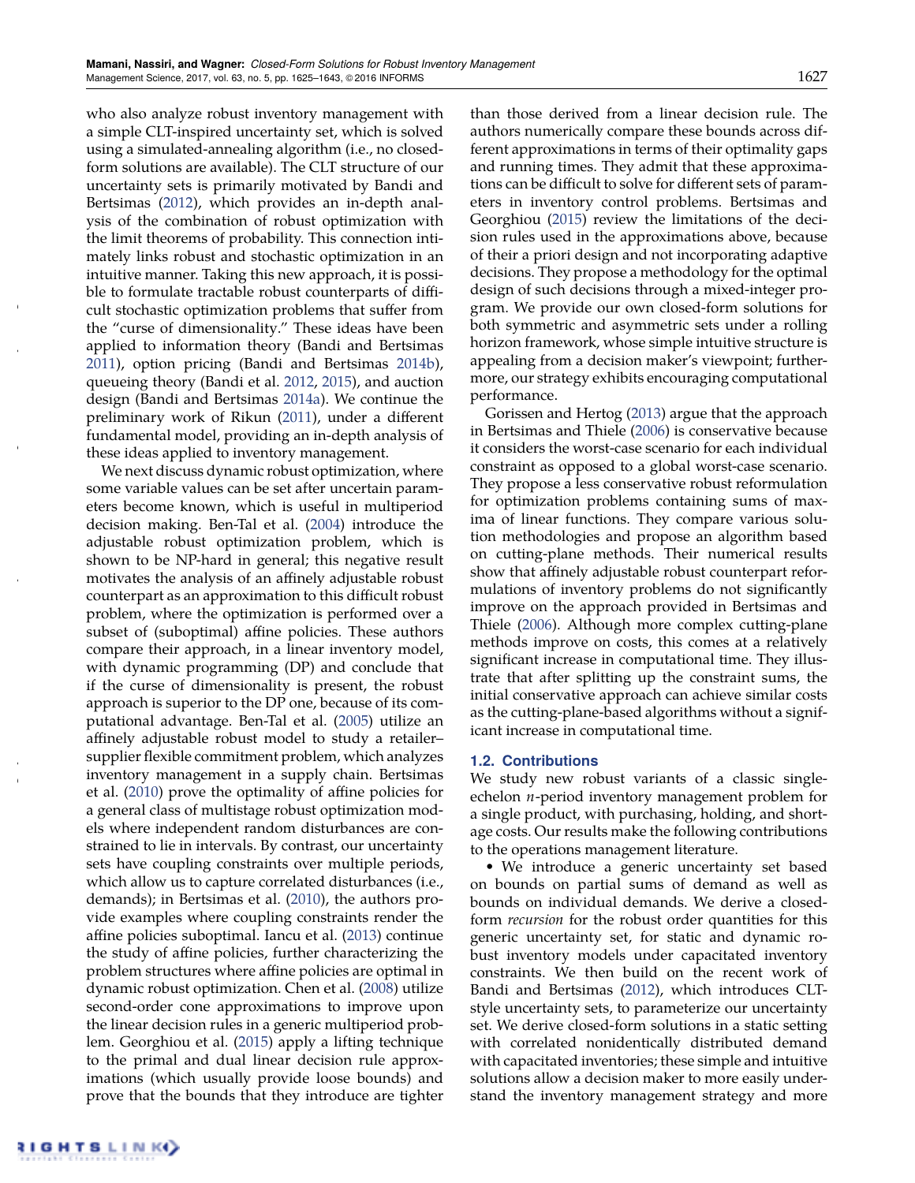who also analyze robust inventory management with a simple CLT-inspired uncertainty set, which is solved using a simulated-annealing algorithm (i.e., no closed-form solutions are available). The CLT structure of our uncertainty sets is primarily motivated by Bandi and Bertsimas (2012), which provides an in-depth analysis of the combination of robust optimization with the limit theorems of probability. This connection intimately links robust and stochastic optimization in an intuitive manner. Taking this new approach, it is possible to formulate tractable robust counterparts of difficult stochastic optimization problems that suffer from the "curse of dimensionality." These ideas have been applied to information theory (Bandi and Bertsimas 2011), option pricing (Bandi and Bertsimas 2014b), queueing theory (Bandi et al. 2012, 2015), and auction design (Bandi and Bertsimas 2014a). We continue the preliminary work of Rikun (2011), under a different fundamental model, providing an in-depth analysis of these ideas applied to inventory management.

We next discuss dynamic robust optimization, where some variable values can be set after uncertain parameters become known, which is useful in multiperiod decision making. Ben-Tal et al. (2004) introduce the adjustable robust optimization problem, which is shown to be NP-hard in general; this negative result motivates the analysis of an affinely adjustable robust counterpart as an approximation to this difficult robust problem, where the optimization is performed over a subset of (suboptimal) affine policies. These authors compare their approach, in a linear inventory model, with dynamic programming (DP) and conclude that if the curse of dimensionality is present, the robust approach is superior to the DP one, because of its computational advantage. Ben-Tal et al. (2005) utilize an affinely adjustable robust model to study a retailer–supplier flexible commitment problem, which analyzes inventory management in a supply chain. Bertsimas et al. (2010) prove the optimality of affine policies for a general class of multistage robust optimization models where independent random disturbances are constrained to lie in intervals. By contrast, our uncertainty sets have coupling constraints over multiple periods, which allow us to capture correlated disturbances (i.e., demands); in Bertsimas et al. (2010), the authors provide examples where coupling constraints render the affine policies suboptimal. Iancu et al. (2013) continue the study of affine policies, further characterizing the problem structures where affine policies are optimal in dynamic robust optimization. Chen et al. (2008) utilize second-order cone approximations to improve upon the linear decision rules in a generic multiperiod problem. Georghiou et al. (2015) apply a lifting technique to the primal and dual linear decision rule approximations (which usually provide loose bounds) and prove that the bounds that they introduce are tighter than those derived from a linear decision rule. The authors numerically compare these bounds across different approximations in terms of their optimality gaps and running times. They admit that these approximations can be difficult to solve for different sets of parameters in inventory control problems. Bertsimas and Georghiou (2015) review the limitations of the decision rules used in the approximations above, because of their a priori design and not incorporating adaptive decisions. They propose a methodology for the optimal design of such decisions through a mixed-integer program. We provide our own closed-form solutions for both symmetric and asymmetric sets under a rolling horizon framework, whose simple intuitive structure is appealing from a decision maker's viewpoint; furthermore, our strategy exhibits encouraging computational performance.

Gorissen and Hertog (2013) argue that the approach in Bertsimas and Thiele (2006) is conservative because it considers the worst-case scenario for each individual constraint as opposed to a global worst-case scenario. They propose a less conservative robust reformulation for optimization problems containing sums of maxima of linear functions. They compare various solution methodologies and propose an algorithm based on cutting-plane methods. Their numerical results show that affinely adjustable robust counterpart reformulations of inventory problems do not significantly improve on the approach provided in Bertsimas and Thiele (2006). Although more complex cutting-plane methods improve on costs, this comes at a relatively significant increase in computational time. They illustrate that after splitting up the constraint sums, the initial conservative approach can achieve similar costs as the cutting-plane-based algorithms without a significant increase in computational time.

### 1.2. Contributions

We study new robust variants of a classic single-echelon $n$-period inventory management problem for a single product, with purchasing, holding, and shortage costs. Our results make the following contributions to the operations management literature.

• We introduce a generic uncertainty set based on bounds on partial sums of demand as well as bounds on individual demands. We derive a closed-form *recursion* for the robust order quantities for this generic uncertainty set, for static and dynamic robust inventory models under capacitated inventory constraints. We then build on the recent work of Bandi and Bertsimas (2012), which introduces CLT-style uncertainty sets, to parameterize our uncertainty set. We derive closed-form solutions in a static setting with correlated nonidentically distributed demand with capacitated inventories; these simple and intuitive solutions allow a decision maker to more easily understand the inventory management strategy and more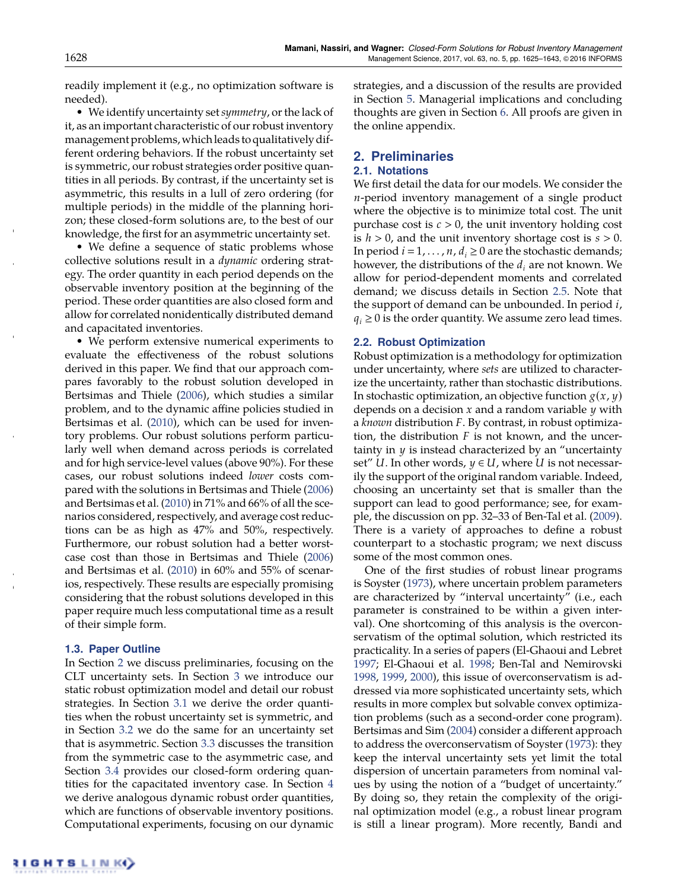readily implement it (e.g., no optimization software is needed).

- We identify uncertainty set *symmetry*, or the lack of it, as an important characteristic of our robust inventory management problems, which leads to qualitatively different ordering behaviors. If the robust uncertainty set is symmetric, our robust strategies order positive quantities in all periods. By contrast, if the uncertainty set is asymmetric, this results in a lull of zero ordering (for multiple periods) in the middle of the planning horizon; these closed-form solutions are, to the best of our knowledge, the first for an asymmetric uncertainty set.
- We define a sequence of static problems whose collective solutions result in a *dynamic* ordering strategy. The order quantity in each period depends on the observable inventory position at the beginning of the period. These order quantities are also closed form and allow for correlated nonidentically distributed demand and capacitated inventories.
- We perform extensive numerical experiments to evaluate the effectiveness of the robust solutions derived in this paper. We find that our approach compares favorably to the robust solution developed in Bertsimas and Thiele (2006), which studies a similar problem, and to the dynamic affine policies studied in Bertsimas et al. (2010), which can be used for inventory problems. Our robust solutions perform particularly well when demand across periods is correlated and for high service-level values (above 90%). For these cases, our robust solutions indeed *lower* costs compared with the solutions in Bertsimas and Thiele (2006) and Bertsimas et al. (2010) in 71% and 66% of all the scenarios considered, respectively, and average cost reductions can be as high as 47% and 50%, respectively. Furthermore, our robust solution had a better worst-case cost than those in Bertsimas and Thiele (2006) and Bertsimas et al. (2010) in 60% and 55% of scenarios, respectively. These results are especially promising considering that the robust solutions developed in this paper require much less computational time as a result of their simple form.

### 1.3. Paper Outline

In Section 2 we discuss preliminaries, focusing on the CLT uncertainty sets. In Section 3 we introduce our static robust optimization model and detail our robust strategies. In Section 3.1 we derive the order quantities when the robust uncertainty set is symmetric, and in Section 3.2 we do the same for an uncertainty set that is asymmetric. Section 3.3 discusses the transition from the symmetric case to the asymmetric case, and Section 3.4 provides our closed-form ordering quantities for the capacitated inventory case. In Section 4 we derive analogous dynamic robust order quantities, which are functions of observable inventory positions. Computational experiments, focusing on our dynamic strategies, and a discussion of the results are provided in Section 5. Managerial implications and concluding thoughts are given in Section 6. All proofs are given in the online appendix.

## 2. Preliminaries

### 2.1. Notations

We first detail the data for our models. We consider the $n$-period inventory management of a single product where the objective is to minimize total cost. The unit purchase cost is $c > 0$, the unit inventory holding cost is $h > 0$, and the unit inventory shortage cost is $s > 0$. In period $i = 1, \ldots, n$, $d_i \geq 0$ are the stochastic demands; however, the distributions of the $d_i$ are not known. We allow for period-dependent moments and correlated demand; we discuss details in Section 2.5. Note that the support of demand can be unbounded. In period $i$, $q_i \geq 0$ is the order quantity. We assume zero lead times.

### 2.2. Robust Optimization

Robust optimization is a methodology for optimization under uncertainty, where *sets* are utilized to characterize the uncertainty, rather than stochastic distributions. In stochastic optimization, an objective function $g(x, y)$ depends on a decision $x$ and a random variable $y$ with a *known* distribution $F$. By contrast, in robust optimization, the distribution $F$ is not known, and the uncertainty in $y$ is instead characterized by an "uncertainty set" $U$. In other words, $y \in U$, where $U$ is not necessarily the support of the original random variable. Indeed, choosing an uncertainty set that is smaller than the support can lead to good performance; see, for example, the discussion on pp. 32–33 of Ben-Tal et al. (2009). There is a variety of approaches to define a robust counterpart to a stochastic program; we next discuss some of the most common ones.

One of the first studies of robust linear programs is Soyster (1973), where uncertain problem parameters are characterized by "interval uncertainty" (i.e., each parameter is constrained to be within a given interval). One shortcoming of this analysis is the overconservatism of the optimal solution, which restricted its practicality. In a series of papers (El-Ghaoui and Lebret 1997; El-Ghaoui et al. 1998; Ben-Tal and Nemirovski 1998, 1999, 2000), this issue of overconservatism is addressed via more sophisticated uncertainty sets, which results in more complex but solvable convex optimization problems (such as a second-order cone program). Bertsimas and Sim (2004) consider a different approach to address the overconservatism of Soyster (1973): they keep the interval uncertainty sets yet limit the total dispersion of uncertain parameters from nominal values by using the notion of a "budget of uncertainty." By doing so, they retain the complexity of the original optimization model (e.g., a robust linear program is still a linear program). More recently, Bandi and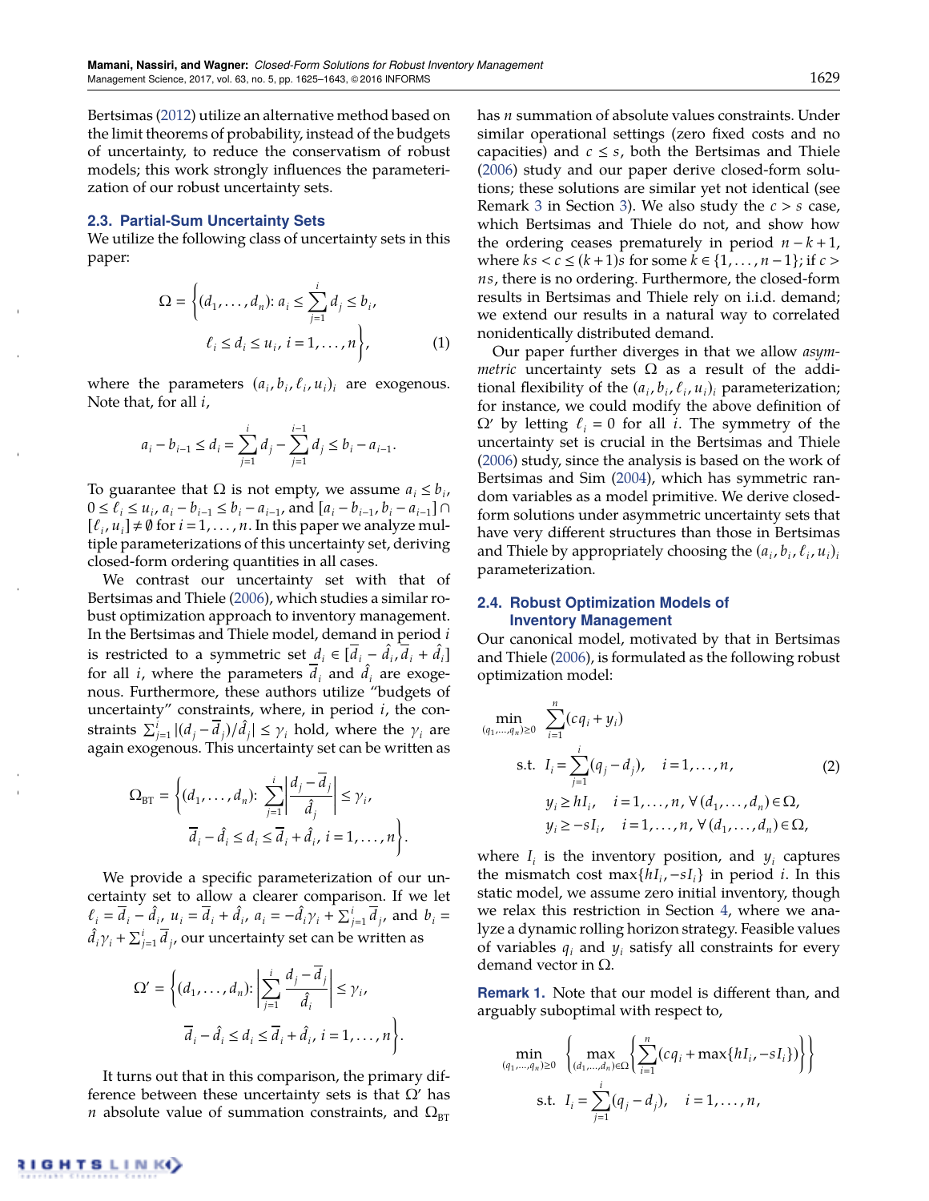Bertsimas (2012) utilize an alternative method based on the limit theorems of probability, instead of the budgets of uncertainty, to reduce the conservatism of robust models; this work strongly influences the parameterization of our robust uncertainty sets.

### 2.3. Partial-Sum Uncertainty Sets

We utilize the following class of uncertainty sets in this paper:

$$\Omega = \left\{(d_1, \ldots, d_n)\colon a_i \le \sum_{j=1}^{i} d_j \le b_i,\ \ell_i \le d_i \le u_i,\ i = 1, \ldots, n\right\}, \tag{1}$$

where the parameters $(a_i, b_i, \ell_i, u_i)_i$ are exogenous. Note that, for all $i$,

$$a_i - b_{i-1} \le d_i = \sum_{j=1}^{i} d_j - \sum_{j=1}^{i-1} d_j \le b_i - a_{i-1}.$$

To guarantee that $\Omega$ is not empty, we assume $a_i \le b_i$, $0 \le \ell_i \le u_i$, $a_i - b_{i-1} \le b_i - a_{i-1}$, and $[a_i - b_{i-1}, b_i - a_{i-1}] \cap [\ell_i, u_i] \ne \emptyset$ for $i = 1, \ldots, n$. In this paper we analyze multiple parameterizations of this uncertainty set, deriving closed-form ordering quantities in all cases.

We contrast our uncertainty set with that of Bertsimas and Thiele (2006), which studies a similar robust optimization approach to inventory management. In the Bertsimas and Thiele model, demand in period $i$ is restricted to a symmetric set $d_i \in [\bar{d}_i - \hat{d}_i, \bar{d}_i + \hat{d}_i]$ for all $i$, where the parameters $\bar{d}_i$ and $\hat{d}_i$ are exogenous. Furthermore, these authors utilize "budgets of uncertainty" constraints, where, in period $i$, the constraints $\sum_{j=1}^{i} |(d_j - \bar{d}_j)/\hat{d}_j| \le \gamma_i$ hold, where the $\gamma_i$ are again exogenous. This uncertainty set can be written as

$$\Omega_{\text{BT}} = \left\{(d_1, \ldots, d_n)\colon \sum_{j=1}^{i} \left|\frac{d_j - \bar{d}_j}{\hat{d}_j}\right| \le \gamma_i,\ \bar{d}_i - \hat{d}_i \le d_i \le \bar{d}_i + \hat{d}_i,\ i = 1, \ldots, n\right\}.$$

We provide a specific parameterization of our uncertainty set to allow a clearer comparison. If we let $\ell_i = \bar{d}_i - \hat{d}_i$, $u_i = \bar{d}_i + \hat{d}_i$, $a_i = -\hat{d}_i \gamma_i + \sum_{j=1}^{i} \bar{d}_j$, and $b_i = \hat{d}_i \gamma_i + \sum_{j=1}^{i} \bar{d}_j$, our uncertainty set can be written as

$$\Omega' = \left\{(d_1, \ldots, d_n)\colon \left|\sum_{j=1}^{i} \frac{d_j - \bar{d}_j}{\hat{d}_i}\right| \le \gamma_i,\ \bar{d}_i - \hat{d}_i \le d_i \le \bar{d}_i + \hat{d}_i,\ i = 1, \ldots, n\right\}.$$

It turns out that in this comparison, the primary difference between these uncertainty sets is that $\Omega'$ has $n$ absolute value of summation constraints, and $\Omega_{\text{BT}}$ has $n$ summation of absolute values constraints. Under similar operational settings (zero fixed costs and no capacities) and $c \le s$, both the Bertsimas and Thiele (2006) study and our paper derive closed-form solutions; these solutions are similar yet not identical (see Remark 3 in Section 3). We also study the $c > s$ case, which Bertsimas and Thiele do not, and show how the ordering ceases prematurely in period $n - k + 1$, where $ks < c \le (k+1)s$ for some $k \in \{1, \ldots, n-1\}$; if $c > ns$, there is no ordering. Furthermore, the closed-form results in Bertsimas and Thiele rely on i.i.d. demand; we extend our results in a natural way to correlated nonidentically distributed demand.

Our paper further diverges in that we allow *asymmetric* uncertainty sets $\Omega$ as a result of the additional flexibility of the $(a_i, b_i, \ell_i, u_i)_i$ parameterization; for instance, we could modify the above definition of $\Omega'$ by letting $\ell_i = 0$ for all $i$. The symmetry of the uncertainty set is crucial in the Bertsimas and Thiele (2006) study, since the analysis is based on the work of Bertsimas and Sim (2004), which has symmetric random variables as a model primitive. We derive closed-form solutions under asymmetric uncertainty sets that have very different structures than those in Bertsimas and Thiele by appropriately choosing the $(a_i, b_i, \ell_i, u_i)_i$ parameterization.

### 2.4. Robust Optimization Models of Inventory Management

Our canonical model, motivated by that in Bertsimas and Thiele (2006), is formulated as the following robust optimization model:

$$\begin{aligned}
\min_{(q_1, \ldots, q_n) \ge 0}\ & \sum_{i=1}^{n} (cq_i + y_i) \\
\text{s.t. } & I_i = \sum_{j=1}^{i} (q_j - d_j), \quad i = 1, \ldots, n, \\
& y_i \ge hI_i, \quad i = 1, \ldots, n,\ \forall (d_1, \ldots, d_n) \in \Omega, \\
& y_i \ge -sI_i, \quad i = 1, \ldots, n,\ \forall (d_1, \ldots, d_n) \in \Omega,
\end{aligned} \tag{2}$$

where $I_i$ is the inventory position, and $y_i$ captures the mismatch cost $\max\{hI_i, -sI_i\}$ in period $i$. In this static model, we assume zero initial inventory, though we relax this restriction in Section 4, where we analyze a dynamic rolling horizon strategy. Feasible values of variables $q_i$ and $y_i$ satisfy all constraints for every demand vector in $\Omega$.

**Remark 1.** Note that our model is different than, and arguably suboptimal with respect to,

$$\begin{aligned}
\min_{(q_1, \ldots, q_n) \ge 0}\ & \left\{\max_{(d_1, \ldots, d_n) \in \Omega} \left\{\sum_{i=1}^{n} (cq_i + \max\{hI_i, -sI_i\})\right\}\right\} \\
\text{s.t. } & I_i = \sum_{j=1}^{i} (q_j - d_j), \quad i = 1, \ldots, n,
\end{aligned}$$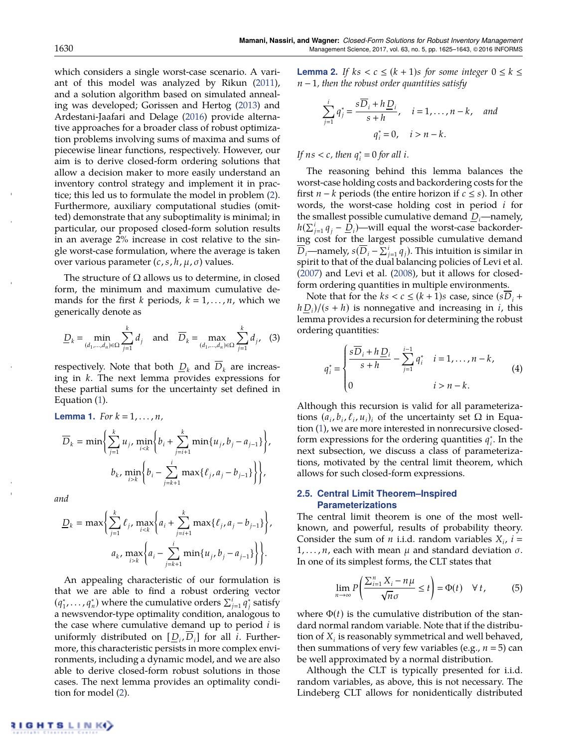which considers a single worst-case scenario. A variant of this model was analyzed by Rikun (2011), and a solution algorithm based on simulated annealing was developed; Gorissen and Hertog (2013) and Ardestani-Jaafari and Delage (2016) provide alternative approaches for a broader class of robust optimization problems involving sums of maxima and sums of piecewise linear functions, respectively. However, our aim is to derive closed-form ordering solutions that allow a decision maker to more easily understand an inventory control strategy and implement it in practice; this led us to formulate the model in problem (2). Furthermore, auxiliary computational studies (omitted) demonstrate that any suboptimality is minimal; in particular, our proposed closed-form solution results in an average 2% increase in cost relative to the single worst-case formulation, where the average is taken over various parameter $(c, s, h, \mu, \sigma)$ values.

The structure of $\Omega$ allows us to determine, in closed form, the minimum and maximum cumulative demands for the first $k$ periods, $k = 1, \ldots, n$, which we generically denote as

$$\underline{D}_k = \min_{(d_1,\ldots,d_n)\in\Omega} \sum_{j=1}^{k} d_j \quad \text{and} \quad \overline{D}_k = \max_{(d_1,\ldots,d_n)\in\Omega} \sum_{j=1}^{k} d_j, \quad (3)$$

respectively. Note that both $\underline{D}_k$ and $\overline{D}_k$ are increasing in $k$. The next lemma provides expressions for these partial sums for the uncertainty set defined in Equation (1).

**Lemma 1.** *For* $k = 1, \ldots, n$,

$$\overline{D}_k = \min\left\{ \sum_{j=1}^{k} u_j, \min_{i<k}\left\{ b_i + \sum_{j=i+1}^{k} \min\{u_j, b_j - a_{j-1}\} \right\}, b_k, \min_{i>k}\left\{ b_i - \sum_{j=k+1}^{i} \max\{\ell_j, a_j - b_{j-1}\} \right\} \right\},$$

*and*

$$\underline{D}_k = \max\left\{ \sum_{j=1}^{k} \ell_j, \max_{i<k}\left\{ a_i + \sum_{j=i+1}^{k} \max\{\ell_j, a_j - b_{j-1}\} \right\}, a_k, \max_{i>k}\left\{ a_i - \sum_{j=k+1}^{i} \min\{u_j, b_j - a_{j-1}\} \right\} \right\}.$$

An appealing characteristic of our formulation is that we are able to find a robust ordering vector $(q_1^*, \ldots, q_n^*)$ where the cumulative orders $\sum_{j=1}^{i} q_j^*$ satisfy a newsvendor-type optimality condition, analogous to the case where cumulative demand up to period $i$ is uniformly distributed on $[\underline{D}_i, \overline{D}_i]$ for all $i$. Furthermore, this characteristic persists in more complex environments, including a dynamic model, and we are also able to derive closed-form robust solutions in those cases. The next lemma provides an optimality condition for model (2).

**Lemma 2.** *If* $ks < c \le (k+1)s$ *for some integer* $0 \le k \le n-1$, *then the robust order quantities satisfy*

$$\sum_{j=1}^{i} q_j^* = \frac{s\overline{D}_i + h\underline{D}_i}{s+h}, \quad i = 1, \ldots, n-k, \quad \text{and}$$
$$q_i^* = 0, \quad i > n-k.$$

*If* $ns < c$, *then* $q_i^* = 0$ *for all* $i$.

The reasoning behind this lemma balances the worst-case holding costs and backordering costs for the first $n-k$ periods (the entire horizon if $c \le s$). In other words, the worst-case holding cost in period $i$ for the smallest possible cumulative demand $\underline{D}_i$—namely, $h(\sum_{j=1}^{i} q_j - \underline{D}_i)$—will equal the worst-case backordering cost for the largest possible cumulative demand $\overline{D}_i$—namely, $s(\overline{D}_i - \sum_{j=1}^{i} q_j)$. This intuition is similar in spirit to that of the dual balancing policies of Levi et al. (2007) and Levi et al. (2008), but it allows for closed-form ordering quantities in multiple environments.

Note that for the $ks < c \le (k+1)s$ case, since $(s\overline{D}_i + h\underline{D}_i)/(s+h)$ is nonnegative and increasing in $i$, this lemma provides a recursion for determining the robust ordering quantities:

$$q_i^* = \begin{cases} \dfrac{s\overline{D}_i + h\underline{D}_i}{s+h} - \displaystyle\sum_{j=1}^{i-1} q_i^* & i = 1, \ldots, n-k, \\ 0 & i > n-k. \end{cases} \quad (4)$$

Although this recursion is valid for all parameterizations $(a_i, b_i, \ell_i, u_i)_i$ of the uncertainty set $\Omega$ in Equation (1), we are more interested in nonrecursive closed-form expressions for the ordering quantities $q_i^*$. In the next subsection, we discuss a class of parameterizations, motivated by the central limit theorem, which allows for such closed-form expressions.

### 2.5. Central Limit Theorem–Inspired Parameterizations

The central limit theorem is one of the most well-known, and powerful, results of probability theory. Consider the sum of $n$ i.i.d. random variables $X_i$, $i = 1, \ldots, n$, each with mean $\mu$ and standard deviation $\sigma$. In one of its simplest forms, the CLT states that

$$\lim_{n\to\infty} P\left( \frac{\sum_{i=1}^{n} X_i - n\mu}{\sqrt{n}\sigma} \le t \right) = \Phi(t) \quad \forall\, t, \quad (5)$$

where $\Phi(t)$ is the cumulative distribution of the standard normal random variable. Note that if the distribution of $X_i$ is reasonably symmetrical and well behaved, then summations of very few variables (e.g., $n = 5$) can be well approximated by a normal distribution.

Although the CLT is typically presented for i.i.d. random variables, as above, this is not necessary. The Lindeberg CLT allows for nonidentically distributed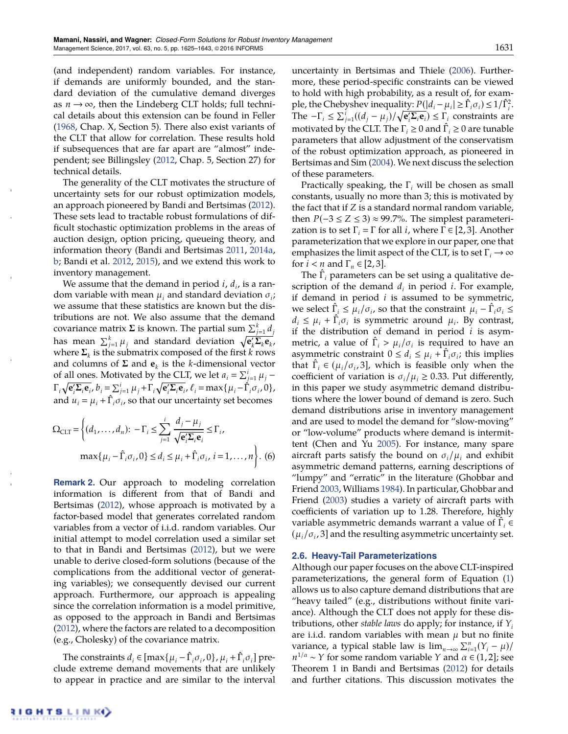(and independent) random variables. For instance, if demands are uniformly bounded, and the standard deviation of the cumulative demand diverges as $n \to \infty$, then the Lindeberg CLT holds; full technical details about this extension can be found in Feller (1968, Chap. X, Section 5). There also exist variants of the CLT that allow for correlation. These results hold if subsequences that are far apart are "almost" independent; see Billingsley (2012, Chap. 5, Section 27) for technical details.

The generality of the CLT motivates the structure of uncertainty sets for our robust optimization models, an approach pioneered by Bandi and Bertsimas (2012). These sets lead to tractable robust formulations of difficult stochastic optimization problems in the areas of auction design, option pricing, queueing theory, and information theory (Bandi and Bertsimas 2011, 2014a, b; Bandi et al. 2012, 2015), and we extend this work to inventory management.

We assume that the demand in period $i$, $d_i$, is a random variable with mean $\mu_i$ and standard deviation $\sigma_i$; we assume that these statistics are known but the distributions are not. We also assume that the demand covariance matrix $\mathbf{\Sigma}$ is known. The partial sum $\sum_{j=1}^{k} d_j$ has mean $\sum_{j=1}^{k} \mu_j$ and standard deviation $\sqrt{\mathbf{e}_k'\mathbf{\Sigma}_k\mathbf{e}_k}$, where $\mathbf{\Sigma}_k$ is the submatrix composed of the first $k$ rows and columns of $\mathbf{\Sigma}$ and $\mathbf{e}_k$ is the $k$-dimensional vector of all ones. Motivated by the CLT, we let $a_i = \sum_{j=1}^{i} \mu_j - \Gamma_i\sqrt{\mathbf{e}_i'\mathbf{\Sigma}_i\mathbf{e}_i}$, $b_i = \sum_{j=1}^{i} \mu_j + \Gamma_i\sqrt{\mathbf{e}_i'\mathbf{\Sigma}_i\mathbf{e}_i}$, $\ell_i = \max\{\mu_i - \hat{\Gamma}_i\sigma_i, 0\}$, and $u_i = \mu_i + \hat{\Gamma}_i\sigma_i$, so that our uncertainty set becomes

$$\Omega_{\text{CLT}} = \left\{(d_1, \ldots, d_n)\colon -\Gamma_i \le \sum_{j=1}^{i} \frac{d_j - \mu_j}{\sqrt{\mathbf{e}_i'\mathbf{\Sigma}_i\mathbf{e}_i}} \le \Gamma_i,\right.$$
$$\left. \max\{\mu_i - \hat{\Gamma}_i\sigma_i, 0\} \le d_i \le \mu_i + \hat{\Gamma}_i\sigma_i,\ i = 1, \ldots, n\right\}. \quad (6)$$

**Remark 2.** Our approach to modeling correlation information is different from that of Bandi and Bertsimas (2012), whose approach is motivated by a factor-based model that generates correlated random variables from a vector of i.i.d. random variables. Our initial attempt to model correlation used a similar set to that in Bandi and Bertsimas (2012), but we were unable to derive closed-form solutions (because of the complications from the additional vector of generating variables); we consequently devised our current approach. Furthermore, our approach is appealing since the correlation information is a model primitive, as opposed to the approach in Bandi and Bertsimas (2012), where the factors are related to a decomposition (e.g., Cholesky) of the covariance matrix.

The constraints $d_i \in [\max\{\mu_i - \hat{\Gamma}_i\sigma_i, 0\}, \mu_i + \hat{\Gamma}_i\sigma_i]$ preclude extreme demand movements that are unlikely to appear in practice and are similar to the interval uncertainty in Bertsimas and Thiele (2006). Furthermore, these period-specific constraints can be viewed to hold with high probability, as a result of, for example, the Chebyshev inequality: $P(|d_i - \mu_i| \ge \hat{\Gamma}_i\sigma_i) \le 1/\hat{\Gamma}_i^2$. The $-\Gamma_i \le \sum_{j=1}^{i}((d_j - \mu_j)/\sqrt{\mathbf{e}_i'\mathbf{\Sigma}_i\mathbf{e}_i}) \le \Gamma_i$ constraints are motivated by the CLT. The $\Gamma_i \ge 0$ and $\hat{\Gamma}_i \ge 0$ are tunable parameters that allow adjustment of the conservatism of the robust optimization approach, as pioneered in Bertsimas and Sim (2004). We next discuss the selection of these parameters.

Practically speaking, the $\Gamma_i$ will be chosen as small constants, usually no more than 3; this is motivated by the fact that if $Z$ is a standard normal random variable, then $P(-3 \le Z \le 3) \approx 99.7\%$. The simplest parameterization is to set $\Gamma_i = \Gamma$ for all $i$, where $\Gamma \in [2, 3]$. Another parameterization that we explore in our paper, one that emphasizes the limit aspect of the CLT, is to set $\Gamma_i \to \infty$ for $i < n$ and $\Gamma_n \in [2, 3]$.

The $\hat{\Gamma}_i$ parameters can be set using a qualitative description of the demand $d_i$ in period $i$. For example, if demand in period $i$ is assumed to be symmetric, we select $\hat{\Gamma}_i \le \mu_i/\sigma_i$, so that the constraint $\mu_i - \hat{\Gamma}_i\sigma_i \le d_i \le \mu_i + \hat{\Gamma}_i\sigma_i$ is symmetric around $\mu_i$. By contrast, if the distribution of demand $i$ is asymmetric, a value of $\hat{\Gamma}_i > \mu_i/\sigma_i$ is required to have an asymmetric constraint $0 \le d_i \le \mu_i + \hat{\Gamma}_i\sigma_i$; this implies that $\hat{\Gamma}_i \in (\mu_i/\sigma_i, 3]$, which is feasible only when the coefficient of variation is $\sigma_i/\mu_i \ge 0.33$. Put differently, in this paper we study asymmetric demand distributions where the lower bound of demand is zero. Such demand distributions arise in inventory management and are used to model the demand for "slow-moving" or "low-volume" products where demand is intermittent (Chen and Yu 2005). For instance, many spare aircraft parts satisfy the bound on $\sigma_i/\mu_i$ and exhibit asymmetric demand patterns, earning descriptions of "lumpy" and "erratic" in the literature (Ghobbar and Friend 2003, Williams 1984). In particular, Ghobbar and Friend (2003) studies a variety of aircraft parts with coefficients of variation up to 1.28. Therefore, highly variable asymmetric demands warrant a value of $\hat{\Gamma}_i \in (\mu_i/\sigma_i, 3]$ and the resulting asymmetric uncertainty set.

### 2.6. Heavy-Tail Parameterizations

Although our paper focuses on the above CLT-inspired parameterizations, the general form of Equation (1) allows us to also capture demand distributions that are "heavy tailed" (e.g., distributions without finite variance). Although the CLT does not apply for these distributions, other *stable laws* do apply; for instance, if $Y_i$ are i.i.d. random variables with mean $\mu$ but no finite variance, a typical stable law is $\lim_{n\to\infty} \sum_{i=1}^{n}(Y_i - \mu)/n^{1/\alpha} \sim Y$ for some random variable $Y$ and $\alpha \in (1, 2]$; see Theorem 1 in Bandi and Bertsimas (2012) for details and further citations. This discussion motivates the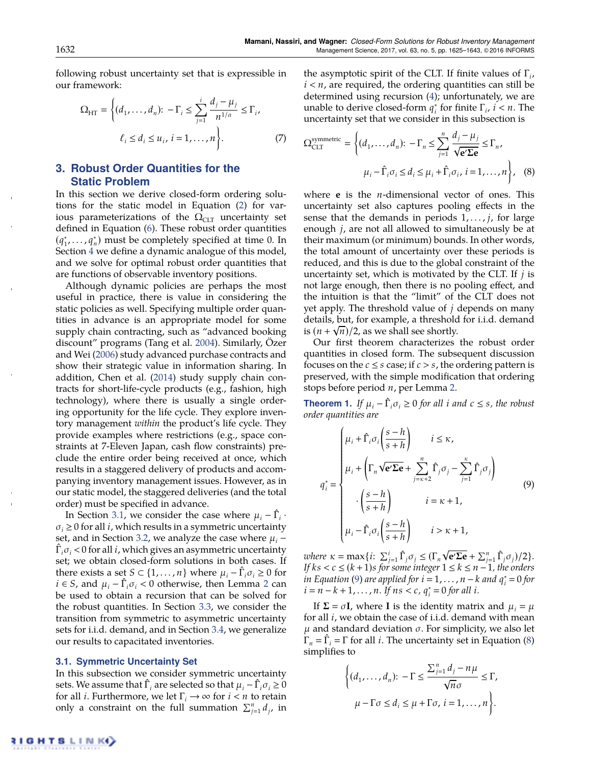following robust uncertainty set that is expressible in our framework:

$$\Omega_{\text{HT}} = \left\{(d_1, \ldots, d_n): -\Gamma_i \le \sum_{j=1}^{i} \frac{d_j - \mu_j}{n^{1/\alpha}} \le \Gamma_i,\right.$$
$$\left. \ell_i \le d_i \le u_i,\ i = 1, \ldots, n\right\}. \qquad (7)$$

## 3. Robust Order Quantities for the Static Problem

In this section we derive closed-form ordering solutions for the static model in Equation (2) for various parameterizations of the $\Omega_{\text{CLT}}$ uncertainty set defined in Equation (6). These robust order quantities $(q_1^*, \ldots, q_n^*)$ must be completely specified at time 0. In Section 4 we define a dynamic analogue of this model, and we solve for optimal robust order quantities that are functions of observable inventory positions.

Although dynamic policies are perhaps the most useful in practice, there is value in considering the static policies as well. Specifying multiple order quantities in advance is an appropriate model for some supply chain contracting, such as "advanced booking discount" programs (Tang et al. 2004). Similarly, Özer and Wei (2006) study advanced purchase contracts and show their strategic value in information sharing. In addition, Chen et al. (2014) study supply chain contracts for short-life-cycle products (e.g., fashion, high technology), where there is usually a single ordering opportunity for the life cycle. They explore inventory management *within* the product's life cycle. They provide examples where restrictions (e.g., space constraints at 7-Eleven Japan, cash flow constraints) preclude the entire order being received at once, which results in a staggered delivery of products and accompanying inventory management issues. However, as in our static model, the staggered deliveries (and the total order) must be specified in advance.

In Section 3.1, we consider the case where $\mu_i - \hat{\Gamma}_i \cdot \sigma_i \ge 0$ for all $i$, which results in a symmetric uncertainty set, and in Section 3.2, we analyze the case where $\mu_i - \hat{\Gamma}_i\sigma_i < 0$ for all $i$, which gives an asymmetric uncertainty set; we obtain closed-form solutions in both cases. If there exists a set $S \subset \{1, \ldots, n\}$ where $\mu_i - \hat{\Gamma}_i\sigma_i \ge 0$ for $i \in S$, and $\mu_i - \hat{\Gamma}_i\sigma_i < 0$ otherwise, then Lemma 2 can be used to obtain a recursion that can be solved for the robust quantities. In Section 3.3, we consider the transition from symmetric to asymmetric uncertainty sets for i.i.d. demand, and in Section 3.4, we generalize our results to capacitated inventories.

### 3.1. Symmetric Uncertainty Set

In this subsection we consider symmetric uncertainty sets. We assume that $\hat{\Gamma}_i$ are selected so that $\mu_i - \hat{\Gamma}_i\sigma_i \ge 0$ for all $i$. Furthermore, we let $\Gamma_i \to \infty$ for $i < n$ to retain only a constraint on the full summation $\sum_{j=1}^n d_j$, in the asymptotic spirit of the CLT. If finite values of $\Gamma_i$, $i < n$, are required, the ordering quantities can still be determined using recursion (4); unfortunately, we are unable to derive closed-form $q_i^*$ for finite $\Gamma_i$, $i < n$. The uncertainty set that we consider in this subsection is

$$\Omega_{\text{CLT}}^{\text{symmetric}} = \left\{(d_1, \ldots, d_n): -\Gamma_n \le \sum_{j=1}^{n} \frac{d_j - \mu_j}{\sqrt{\mathbf{e}'\mathbf{\Sigma}\mathbf{e}}} \le \Gamma_n,\right.$$
$$\left. \mu_i - \hat{\Gamma}_i\sigma_i \le d_i \le \mu_i + \hat{\Gamma}_i\sigma_i,\ i = 1, \ldots, n\right\}, \qquad (8)$$

where $\mathbf{e}$ is the $n$-dimensional vector of ones. This uncertainty set also captures pooling effects in the sense that the demands in periods $1, \ldots, j$, for large enough $j$, are not all allowed to simultaneously be at their maximum (or minimum) bounds. In other words, the total amount of uncertainty over these periods is reduced, and this is due to the global constraint of the uncertainty set, which is motivated by the CLT. If $j$ is not large enough, then there is no pooling effect, and the intuition is that the "limit" of the CLT does not yet apply. The threshold value of $j$ depends on many details, but, for example, a threshold for i.i.d. demand is $(n + \sqrt{n})/2$, as we shall see shortly.

Our first theorem characterizes the robust order quantities in closed form. The subsequent discussion focuses on the $c \le s$ case; if $c > s$, the ordering pattern is preserved, with the simple modification that ordering stops before period $n$, per Lemma 2.

**Theorem 1.** *If $\mu_i - \hat{\Gamma}_i\sigma_i \ge 0$ for all $i$ and $c \le s$, the robust order quantities are*

$$q_i^* = \begin{cases} \mu_i + \hat{\Gamma}_i\sigma_i\left(\dfrac{s-h}{s+h}\right) & i \le \kappa, \\[2ex] \mu_i + \left(\Gamma_n\sqrt{\mathbf{e}'\mathbf{\Sigma}\mathbf{e}} + \displaystyle\sum_{j=\kappa+2}^{n}\hat{\Gamma}_j\sigma_j - \sum_{j=1}^{\kappa}\hat{\Gamma}_j\sigma_j\right) & \\[2ex] \quad \cdot\left(\dfrac{s-h}{s+h}\right) & i = \kappa+1, \\[2ex] \mu_i - \hat{\Gamma}_i\sigma_i\left(\dfrac{s-h}{s+h}\right) & i > \kappa+1, \end{cases} \qquad (9)$$

*where $\kappa = \max\{i: \sum_{j=1}^{i}\hat{\Gamma}_j\sigma_j \le (\Gamma_n\sqrt{\mathbf{e}'\mathbf{\Sigma}\mathbf{e}} + \sum_{j=1}^{n}\hat{\Gamma}_j\sigma_j)/2\}$. If $ks < c \le (k+1)s$ for some integer $1 \le k \le n-1$, the orders in Equation (9) are applied for $i = 1, \ldots, n-k$ and $q_i^* = 0$ for $i = n-k+1, \ldots, n$. If $ns < c$, $q_i^* = 0$ for all $i$.*

If $\mathbf{\Sigma} = \sigma\mathbf{I}$, where $\mathbf{I}$ is the identity matrix and $\mu_i = \mu$ for all $i$, we obtain the case of i.i.d. demand with mean $\mu$ and standard deviation $\sigma$. For simplicity, we also let $\Gamma_n = \hat{\Gamma}_i = \Gamma$ for all $i$. The uncertainty set in Equation (8) simplifies to

$$\left\{(d_1, \ldots, d_n): -\Gamma \le \frac{\sum_{j=1}^{n} d_j - n\mu}{\sqrt{n}\sigma} \le \Gamma,\right.$$
$$\left. \mu - \Gamma\sigma \le d_i \le \mu + \Gamma\sigma,\ i = 1, \ldots, n\right\}.$$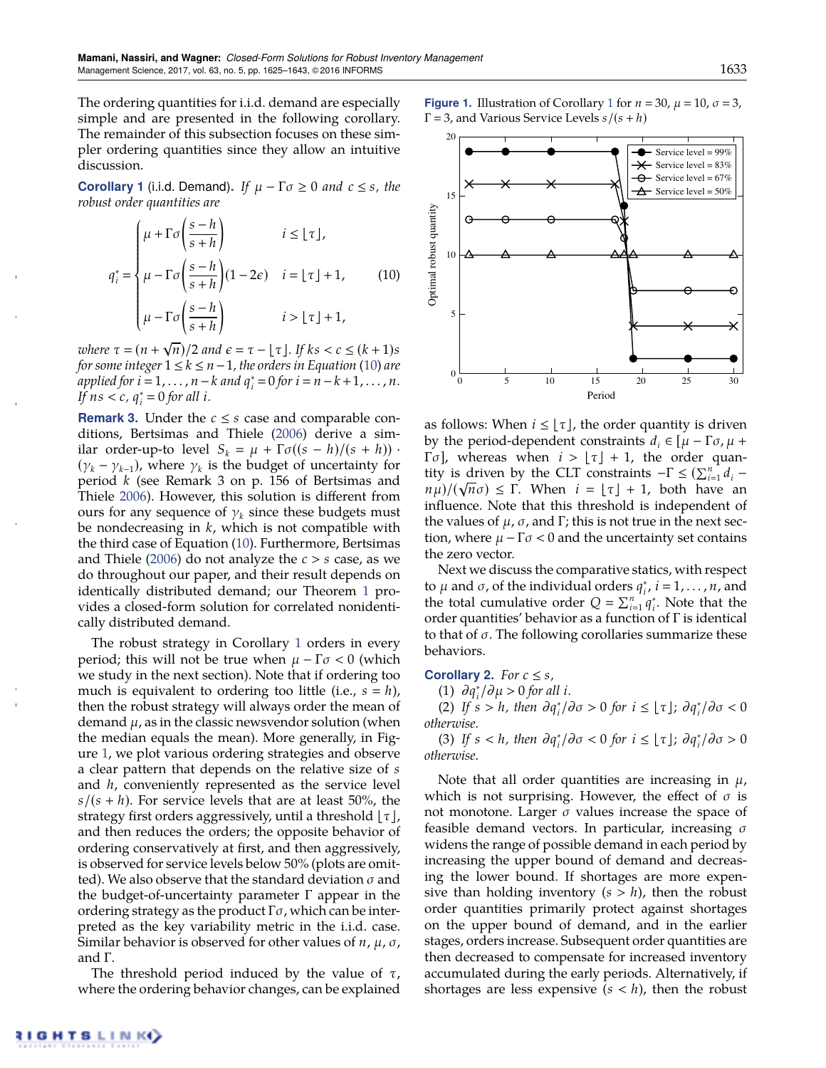The ordering quantities for i.i.d. demand are especially simple and are presented in the following corollary. The remainder of this subsection focuses on these simpler ordering quantities since they allow an intuitive discussion.

**Corollary 1** (i.i.d. Demand). *If $\mu - \Gamma\sigma \geq 0$ and $c \leq s$, the robust order quantities are*

$$q_i^* = \begin{cases} \mu + \Gamma\sigma\left(\dfrac{s-h}{s+h}\right) & i \leq \lfloor \tau \rfloor, \\ \mu - \Gamma\sigma\left(\dfrac{s-h}{s+h}\right)(1-2\epsilon) & i = \lfloor \tau \rfloor + 1, \\ \mu - \Gamma\sigma\left(\dfrac{s-h}{s+h}\right) & i > \lfloor \tau \rfloor + 1, \end{cases} \quad (10)$$

*where $\tau = (n + \sqrt{n})/2$ and $\epsilon = \tau - \lfloor \tau \rfloor$. If $ks < c \leq (k+1)s$ for some integer $1 \leq k \leq n-1$, the orders in Equation (10) are applied for $i = 1, \ldots, n-k$ and $q_i^* = 0$ for $i = n-k+1, \ldots, n$. If $ns < c$, $q_i^* = 0$ for all $i$.*

**Remark 3.** Under the $c \leq s$ case and comparable conditions, Bertsimas and Thiele (2006) derive a similar order-up-to level $S_k = \mu + \Gamma\sigma((s-h)/(s+h)) \cdot (\gamma_k - \gamma_{k-1})$, where $\gamma_k$ is the budget of uncertainty for period $k$ (see Remark 3 on p. 156 of Bertsimas and Thiele 2006). However, this solution is different from ours for any sequence of $\gamma_k$ since these budgets must be nondecreasing in $k$, which is not compatible with the third case of Equation (10). Furthermore, Bertsimas and Thiele (2006) do not analyze the $c > s$ case, as we do throughout our paper, and their result depends on identically distributed demand; our Theorem 1 provides a closed-form solution for correlated nonidentically distributed demand.

The robust strategy in Corollary 1 orders in every period; this will not be true when $\mu - \Gamma\sigma < 0$ (which we study in the next section). Note that if ordering too much is equivalent to ordering too little (i.e., $s = h$), then the robust strategy will always order the mean of demand $\mu$, as in the classic newsvendor solution (when the median equals the mean). More generally, in Figure 1, we plot various ordering strategies and observe a clear pattern that depends on the relative size of $s$ and $h$, conveniently represented as the service level $s/(s+h)$. For service levels that are at least 50%, the strategy first orders aggressively, until a threshold $\lfloor \tau \rfloor$, and then reduces the orders; the opposite behavior of ordering conservatively at first, and then aggressively, is observed for service levels below 50% (plots are omitted). We also observe that the standard deviation $\sigma$ and the budget-of-uncertainty parameter $\Gamma$ appear in the ordering strategy as the product $\Gamma\sigma$, which can be interpreted as the key variability metric in the i.i.d. case. Similar behavior is observed for other values of $n$, $\mu$, $\sigma$, and $\Gamma$.

The threshold period induced by the value of $\tau$, where the ordering behavior changes, can be explained as follows: When $i \leq \lfloor \tau \rfloor$, the order quantity is driven by the period-dependent constraints $d_i \in [\mu - \Gamma\sigma, \mu + \Gamma\sigma]$, whereas when $i > \lfloor \tau \rfloor + 1$, the order quantity is driven by the CLT constraints $-\Gamma \leq (\sum_{i=1}^n d_i - n\mu)/(\sqrt{n}\sigma) \leq \Gamma$. When $i = \lfloor \tau \rfloor + 1$, both have an influence. Note that this threshold is independent of the values of $\mu$, $\sigma$, and $\Gamma$; this is not true in the next section, where $\mu - \Gamma\sigma < 0$ and the uncertainty set contains the zero vector.

**Figure 1.** Illustration of Corollary 1 for $n = 30$, $\mu = 10$, $\sigma = 3$, $\Gamma = 3$, and Various Service Levels $s/(s+h)$

Next we discuss the comparative statics, with respect to $\mu$ and $\sigma$, of the individual orders $q_i^*$, $i = 1, \ldots, n$, and the total cumulative order $Q = \sum_{i=1}^n q_i^*$. Note that the order quantities' behavior as a function of $\Gamma$ is identical to that of $\sigma$. The following corollaries summarize these behaviors.

**Corollary 2.** *For $c \leq s$,*

(1) *$\partial q_i^*/\partial\mu > 0$ for all $i$.*

(2) *If $s > h$, then $\partial q_i^*/\partial\sigma > 0$ for $i \leq \lfloor \tau \rfloor$; $\partial q_i^*/\partial\sigma < 0$ otherwise.*

(3) *If $s < h$, then $\partial q_i^*/\partial\sigma < 0$ for $i \leq \lfloor \tau \rfloor$; $\partial q_i^*/\partial\sigma > 0$ otherwise.*

Note that all order quantities are increasing in $\mu$, which is not surprising. However, the effect of $\sigma$ is not monotone. Larger $\sigma$ values increase the space of feasible demand vectors. In particular, increasing $\sigma$ widens the range of possible demand in each period by increasing the upper bound of demand and decreasing the lower bound. If shortages are more expensive than holding inventory ($s > h$), then the robust order quantities primarily protect against shortages on the upper bound of demand, and in the earlier stages, orders increase. Subsequent order quantities are then decreased to compensate for increased inventory accumulated during the early periods. Alternatively, if shortages are less expensive ($s < h$), then the robust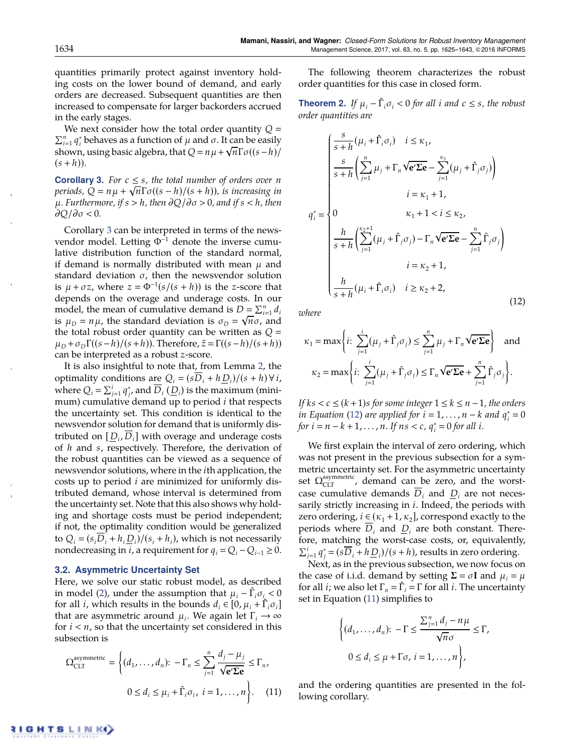quantities primarily protect against inventory holding costs on the lower bound of demand, and early orders are decreased. Subsequent quantities are then increased to compensate for larger backorders accrued in the early stages.

We next consider how the total order quantity $Q = \sum_{i=1}^{n} q_i^*$ behaves as a function of $\mu$ and $\sigma$. It can be easily shown, using basic algebra, that $Q = n\mu + \sqrt{n}\Gamma\sigma((s-h)/(s+h))$.

**Corollary 3.** *For $c \le s$, the total number of orders over $n$ periods, $Q = n\mu + \sqrt{n}\Gamma\sigma((s-h)/(s+h))$, is increasing in $\mu$. Furthermore, if $s > h$, then $\partial Q/\partial\sigma > 0$, and if $s < h$, then $\partial Q/\partial \sigma < 0$.*

Corollary 3 can be interpreted in terms of the newsvendor model. Letting $\Phi^{-1}$ denote the inverse cumulative distribution function of the standard normal, if demand is normally distributed with mean $\mu$ and standard deviation $\sigma$, then the newsvendor solution is $\mu + \sigma z$, where $z = \Phi^{-1}(s/(s+h))$ is the $z$-score that depends on the overage and underage costs. In our model, the mean of cumulative demand is $D = \sum_{i=1}^{n} d_i$ is $\mu_D = n\mu$, the standard deviation is $\sigma_D = \sqrt{n}\sigma$, and the total robust order quantity can be written as $Q = \mu_D + \sigma_D\Gamma((s-h)/(s+h))$. Therefore, $\tilde{z} = \Gamma((s-h)/(s+h))$ can be interpreted as a robust $z$-score.

It is also insightful to note that, from Lemma 2, the optimality conditions are $Q_i = (s\overline{D}_i + h\underline{D}_i)/(s+h)\,\forall\, i$, where $Q_i = \sum_{j=1}^{i} q_j^*$, and $\overline{D}_i$ ($\underline{D}_i$) is the maximum (minimum) cumulative demand up to period $i$ that respects the uncertainty set. This condition is identical to the newsvendor solution for demand that is uniformly distributed on $[\underline{D}_i, \overline{D}_i]$ with overage and underage costs of $h$ and $s$, respectively. Therefore, the derivation of the robust quantities can be viewed as a sequence of newsvendor solutions, where in the $i$th application, the costs up to period $i$ are minimized for uniformly distributed demand, whose interval is determined from the uncertainty set. Note that this also shows why holding and shortage costs must be period independent; if not, the optimality condition would be generalized to $Q_i = (s_i\overline{D}_i + h_i\underline{D}_i)/(s_i + h_i)$, which is not necessarily nondecreasing in $i$, a requirement for $q_i = Q_i - Q_{i-1} \ge 0$.

### 3.2. Asymmetric Uncertainty Set

Here, we solve our static robust model, as described in model (2), under the assumption that $\mu_i - \hat{\Gamma}_i\sigma_i < 0$ for all $i$, which results in the bounds $d_i \in [0, \mu_i + \hat{\Gamma}_i\sigma_i]$ that are asymmetric around $\mu_i$. We again let $\Gamma_i \to \infty$ for $i < n$, so that the uncertainty set considered in this subsection is

$$\Omega_{\text{CLT}}^{\text{asymmetric}} = \left\{(d_1,\ldots,d_n)\colon -\Gamma_n \le \sum_{j=1}^{n}\frac{d_j - \mu_j}{\sqrt{\mathbf{e}'\boldsymbol{\Sigma}\mathbf{e}}} \le \Gamma_n,\right.$$
$$\left. 0 \le d_i \le \mu_i + \hat{\Gamma}_i\sigma_i,\ i = 1,\ldots,n\right\}. \quad (11)$$

The following theorem characterizes the robust order quantities for this case in closed form.

**Theorem 2.** *If $\mu_i - \hat{\Gamma}_i\sigma_i < 0$ for all $i$ and $c \le s$, the robust order quantities are*

$$q_i^* = \begin{cases} \dfrac{s}{s+h}(\mu_i + \hat{\Gamma}_i\sigma_i) & i \le \kappa_1, \\[2ex] \dfrac{s}{s+h}\left(\displaystyle\sum_{j=1}^{n}\mu_j + \Gamma_n\sqrt{\mathbf{e}'\boldsymbol{\Sigma}\mathbf{e}} - \sum_{j=1}^{\kappa_1}(\mu_j + \hat{\Gamma}_j\sigma_j)\right) & \\ & i = \kappa_1 + 1, \\ 0 & \kappa_1 + 1 < i \le \kappa_2, \\[1ex] \dfrac{h}{s+h}\left(\displaystyle\sum_{j=1}^{\kappa_2+1}(\mu_j + \hat{\Gamma}_j\sigma_j) - \Gamma_n\sqrt{\mathbf{e}'\boldsymbol{\Sigma}\mathbf{e}} - \sum_{j=1}^{n}\hat{\Gamma}_j\sigma_j\right) & \\ & i = \kappa_2 + 1, \\ \dfrac{h}{s+h}(\mu_i + \hat{\Gamma}_i\sigma_i) & i \ge \kappa_2 + 2, \end{cases} \quad (12)$$

*where*

$$\kappa_1 = \max\left\{i\colon \sum_{j=1}^{i}(\mu_j + \hat{\Gamma}_j\sigma_j) \le \sum_{j=1}^{n}\mu_j + \Gamma_n\sqrt{\mathbf{e}'\boldsymbol{\Sigma}\mathbf{e}}\right\} \quad \text{and}$$
$$\kappa_2 = \max\left\{i\colon \sum_{j=1}^{i}(\mu_j + \hat{\Gamma}_j\sigma_j) \le \Gamma_n\sqrt{\mathbf{e}'\boldsymbol{\Sigma}\mathbf{e}} + \sum_{j=1}^{n}\hat{\Gamma}_j\sigma_j\right\}.$$

*If $ks < c \le (k+1)s$ for some integer $1 \le k \le n-1$, the orders in Equation (12) are applied for $i = 1,\ldots,n-k$ and $q_i^* = 0$ for $i = n-k+1,\ldots,n$. If $ns < c$, $q_i^* = 0$ for all $i$.*

We first explain the interval of zero ordering, which was not present in the previous subsection for a symmetric uncertainty set. For the asymmetric uncertainty set $\Omega_{\text{CLT}}^{\text{asymmetric}}$, demand can be zero, and the worst-case cumulative demands $\overline{D}_i$ and $\underline{D}_i$ are not necessarily strictly increasing in $i$. Indeed, the periods with zero ordering, $i \in (\kappa_1 + 1, \kappa_2]$, correspond exactly to the periods where $\overline{D}_i$ and $\underline{D}_i$ are both constant. Therefore, matching the worst-case costs, or, equivalently, $\sum_{j=1}^{i} q_j^* = (s\overline{D}_i + h\underline{D}_i)/(s+h)$, results in zero ordering.

Next, as in the previous subsection, we now focus on the case of i.i.d. demand by setting $\boldsymbol{\Sigma} = \sigma\mathbf{I}$ and $\mu_i = \mu$ for all $i$; we also let $\Gamma_n = \hat{\Gamma}_i = \Gamma$ for all $i$. The uncertainty set in Equation (11) simplifies to

$$\left\{(d_1,\ldots,d_n)\colon -\Gamma \le \frac{\sum_{j=1}^{n} d_j - n\mu}{\sqrt{n}\sigma} \le \Gamma,\right.$$
$$\left. 0 \le d_i \le \mu + \Gamma\sigma,\ i = 1,\ldots,n\right\},$$

and the ordering quantities are presented in the following corollary.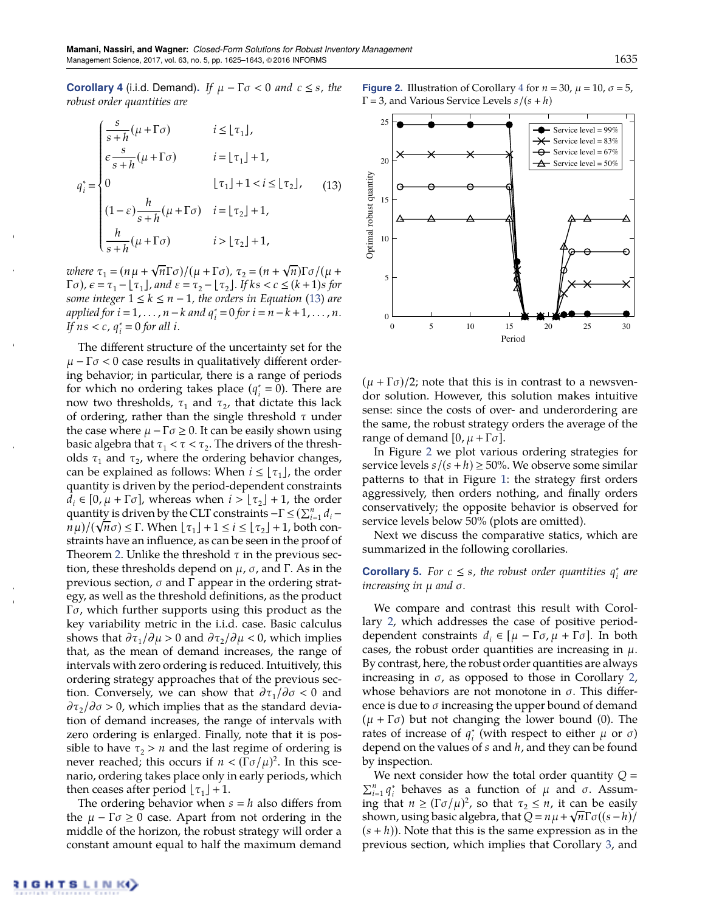**Corollary 4** (i.i.d. Demand). *If $\mu - \Gamma\sigma < 0$ and $c \le s$, the robust order quantities are*

$$q_i^* = \begin{cases} \dfrac{s}{s+h}(\mu+\Gamma\sigma) & i \le \lfloor \tau_1 \rfloor, \\ \epsilon \dfrac{s}{s+h}(\mu+\Gamma\sigma) & i = \lfloor \tau_1 \rfloor + 1, \\ 0 & \lfloor \tau_1 \rfloor + 1 < i \le \lfloor \tau_2 \rfloor, \\ (1-\varepsilon)\dfrac{h}{s+h}(\mu+\Gamma\sigma) & i = \lfloor \tau_2 \rfloor + 1, \\ \dfrac{h}{s+h}(\mu+\Gamma\sigma) & i > \lfloor \tau_2 \rfloor + 1, \end{cases} \quad (13)$$

*where $\tau_1 = (n\mu + \sqrt{n}\Gamma\sigma)/(\mu+\Gamma\sigma)$, $\tau_2 = (n+\sqrt{n})\Gamma\sigma/(\mu+\Gamma\sigma)$, $\epsilon = \tau_1 - \lfloor \tau_1 \rfloor$, and $\varepsilon = \tau_2 - \lfloor \tau_2 \rfloor$. If $ks < c \le (k+1)s$ for some integer $1 \le k \le n-1$, the orders in Equation (13) are applied for $i = 1, \ldots, n-k$ and $q_i^* = 0$ for $i = n-k+1, \ldots, n$. If $ns < c$, $q_i^* = 0$ for all $i$.*

The different structure of the uncertainty set for the $\mu - \Gamma\sigma < 0$ case results in qualitatively different ordering behavior; in particular, there is a range of periods for which no ordering takes place ($q_i^* = 0$). There are now two thresholds, $\tau_1$ and $\tau_2$, that dictate this lack of ordering, rather than the single threshold $\tau$ under the case where $\mu - \Gamma\sigma \ge 0$. It can be easily shown using basic algebra that $\tau_1 < \tau < \tau_2$. The drivers of the thresholds $\tau_1$ and $\tau_2$, where the ordering behavior changes, can be explained as follows: When $i \le \lfloor \tau_1 \rfloor$, the order quantity is driven by the period-dependent constraints $d_i \in [0, \mu+\Gamma\sigma]$, whereas when $i > \lfloor \tau_2 \rfloor + 1$, the order quantity is driven by the CLT constraints $-\Gamma \le (\sum_{i=1}^n d_i - n\mu)/(\sqrt{n}\sigma) \le \Gamma$. When $\lfloor \tau_1 \rfloor + 1 \le i \le \lfloor \tau_2 \rfloor + 1$, both constraints have an influence, as can be seen in the proof of Theorem 2. Unlike the threshold $\tau$ in the previous section, these thresholds depend on $\mu$, $\sigma$, and $\Gamma$. As in the previous section, $\sigma$ and $\Gamma$ appear in the ordering strategy, as well as the threshold definitions, as the product $\Gamma\sigma$, which further supports using this product as the key variability metric in the i.i.d. case. Basic calculus shows that $\partial\tau_1/\partial\mu > 0$ and $\partial\tau_2/\partial\mu < 0$, which implies that, as the mean of demand increases, the range of intervals with zero ordering is reduced. Intuitively, this ordering strategy approaches that of the previous section. Conversely, we can show that $\partial\tau_1/\partial\sigma < 0$ and $\partial\tau_2/\partial\sigma > 0$, which implies that as the standard deviation of demand increases, the range of intervals with zero ordering is enlarged. Finally, note that it is possible to have $\tau_2 > n$ and the last regime of ordering is never reached; this occurs if $n < (\Gamma\sigma/\mu)^2$. In this scenario, ordering takes place only in early periods, which then ceases after period $\lfloor \tau_1 \rfloor + 1$.

The ordering behavior when $s = h$ also differs from the $\mu - \Gamma\sigma \ge 0$ case. Apart from not ordering in the middle of the horizon, the robust strategy will order a constant amount equal to half the maximum demand $(\mu+\Gamma\sigma)/2$; note that this is in contrast to a newsvendor solution. However, this solution makes intuitive sense: since the costs of over- and underordering are the same, the robust strategy orders the average of the range of demand $[0, \mu+\Gamma\sigma]$.

**Figure 2.** Illustration of Corollary 4 for $n = 30$, $\mu = 10$, $\sigma = 5$, $\Gamma = 3$, and Various Service Levels $s/(s+h)$

In Figure 2 we plot various ordering strategies for service levels $s/(s+h) \ge 50\%$. We observe some similar patterns to that in Figure 1: the strategy first orders aggressively, then orders nothing, and finally orders conservatively; the opposite behavior is observed for service levels below 50% (plots are omitted).

Next we discuss the comparative statics, which are summarized in the following corollaries.

**Corollary 5.** *For $c \le s$, the robust order quantities $q_i^*$ are increasing in $\mu$ and $\sigma$.*

We compare and contrast this result with Corollary 2, which addresses the case of positive period-dependent constraints $d_i \in [\mu - \Gamma\sigma, \mu+\Gamma\sigma]$. In both cases, the robust order quantities are increasing in $\mu$. By contrast, here, the robust order quantities are always increasing in $\sigma$, as opposed to those in Corollary 2, whose behaviors are not monotone in $\sigma$. This difference is due to $\sigma$ increasing the upper bound of demand $(\mu+\Gamma\sigma)$ but not changing the lower bound (0). The rates of increase of $q_i^*$ (with respect to either $\mu$ or $\sigma$) depend on the values of $s$ and $h$, and they can be found by inspection.

We next consider how the total order quantity $Q = \sum_{i=1}^n q_i^*$ behaves as a function of $\mu$ and $\sigma$. Assuming that $n \ge (\Gamma\sigma/\mu)^2$, so that $\tau_2 \le n$, it can be easily shown, using basic algebra, that $Q = n\mu + \sqrt{n}\Gamma\sigma((s-h)/(s+h))$. Note that this is the same expression as in the previous section, which implies that Corollary 3, and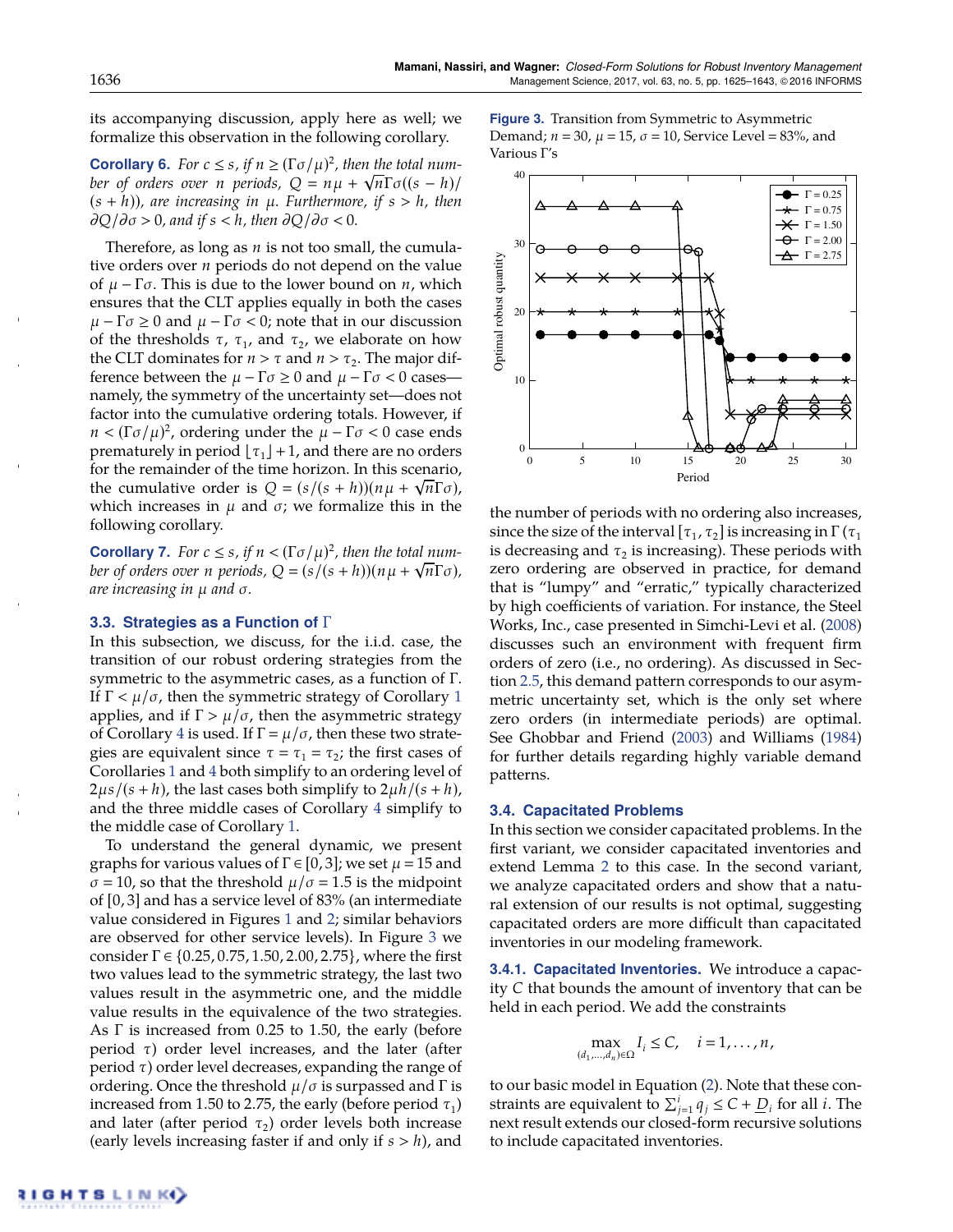its accompanying discussion, apply here as well; we formalize this observation in the following corollary.

**Corollary 6.** *For $c \leq s$, if $n \geq (\Gamma\sigma/\mu)^2$, then the total number of orders over $n$ periods, $Q = n\mu + \sqrt{n}\Gamma\sigma((s-h)/(s+h))$, are increasing in $\mu$. Furthermore, if $s > h$, then $\partial Q/\partial \sigma > 0$, and if $s < h$, then $\partial Q/\partial \sigma < 0$.*

Therefore, as long as $n$ is not too small, the cumulative orders over $n$ periods do not depend on the value of $\mu - \Gamma\sigma$. This is due to the lower bound on $n$, which ensures that the CLT applies equally in both the cases $\mu - \Gamma\sigma \geq 0$ and $\mu - \Gamma\sigma < 0$; note that in our discussion of the thresholds $\tau$, $\tau_1$, and $\tau_2$, we elaborate on how the CLT dominates for $n > \tau$ and $n > \tau_2$. The major difference between the $\mu - \Gamma\sigma \geq 0$ and $\mu - \Gamma\sigma < 0$ cases—namely, the symmetry of the uncertainty set—does not factor into the cumulative ordering totals. However, if $n < (\Gamma\sigma/\mu)^2$, ordering under the $\mu - \Gamma\sigma < 0$ case ends prematurely in period $\lfloor \tau_1 \rfloor + 1$, and there are no orders for the remainder of the time horizon. In this scenario, the cumulative order is $Q = (s/(s+h))(n\mu + \sqrt{n}\Gamma\sigma)$, which increases in $\mu$ and $\sigma$; we formalize this in the following corollary.

**Corollary 7.** *For $c \leq s$, if $n < (\Gamma\sigma/\mu)^2$, then the total number of orders over $n$ periods, $Q = (s/(s+h))(n\mu + \sqrt{n}\Gamma\sigma)$, are increasing in $\mu$ and $\sigma$.*

### 3.3. Strategies as a Function of $\Gamma$

In this subsection, we discuss, for the i.i.d. case, the transition of our robust ordering strategies from the symmetric to the asymmetric cases, as a function of $\Gamma$. If $\Gamma < \mu/\sigma$, then the symmetric strategy of Corollary 1 applies, and if $\Gamma > \mu/\sigma$, then the asymmetric strategy of Corollary 4 is used. If $\Gamma = \mu/\sigma$, then these two strategies are equivalent since $\tau = \tau_1 = \tau_2$; the first cases of Corollaries 1 and 4 both simplify to an ordering level of $2\mu s/(s+h)$, the last cases both simplify to $2\mu h/(s+h)$, and the three middle cases of Corollary 4 simplify to the middle case of Corollary 1.

To understand the general dynamic, we present graphs for various values of $\Gamma \in [0, 3]$; we set $\mu = 15$ and $\sigma = 10$, so that the threshold $\mu/\sigma = 1.5$ is the midpoint of $[0, 3]$ and has a service level of 83% (an intermediate value considered in Figures 1 and 2; similar behaviors are observed for other service levels). In Figure 3 we consider $\Gamma \in \{0.25, 0.75, 1.50, 2.00, 2.75\}$, where the first two values lead to the symmetric strategy, the last two values result in the asymmetric one, and the middle value results in the equivalence of the two strategies. As $\Gamma$ is increased from 0.25 to 1.50, the early (before period $\tau$) order level increases, and the later (after period $\tau$) order level decreases, expanding the range of ordering. Once the threshold $\mu/\sigma$ is surpassed and $\Gamma$ is increased from 1.50 to 2.75, the early (before period $\tau_1$) and later (after period $\tau_2$) order levels both increase (early levels increasing faster if and only if $s > h$), and the number of periods with no ordering also increases, since the size of the interval $[\tau_1, \tau_2]$ is increasing in $\Gamma$ ($\tau_1$ is decreasing and $\tau_2$ is increasing). These periods with zero ordering are observed in practice, for demand that is "lumpy" and "erratic," typically characterized by high coefficients of variation. For instance, the Steel Works, Inc., case presented in Simchi-Levi et al. (2008) discusses such an environment with frequent firm orders of zero (i.e., no ordering). As discussed in Section 2.5, this demand pattern corresponds to our asymmetric uncertainty set, which is the only set where zero orders (in intermediate periods) are optimal. See Ghobbar and Friend (2003) and Williams (1984) for further details regarding highly variable demand patterns.

**Figure 3.** Transition from Symmetric to Asymmetric Demand; $n = 30$, $\mu = 15$, $\sigma = 10$, Service Level = 83%, and Various $\Gamma$'s

### 3.4. Capacitated Problems

In this section we consider capacitated problems. In the first variant, we consider capacitated inventories and extend Lemma 2 to this case. In the second variant, we analyze capacitated orders and show that a natural extension of our results is not optimal, suggesting capacitated orders are more difficult than capacitated inventories in our modeling framework.

**3.4.1. Capacitated Inventories.** We introduce a capacity $C$ that bounds the amount of inventory that can be held in each period. We add the constraints

$$\max_{(d_1,\ldots,d_n)\in\Omega} I_i \leq C, \quad i = 1, \ldots, n,$$

to our basic model in Equation (2). Note that these constraints are equivalent to $\sum_{j=1}^{i} q_j \leq C + \underline{D}_i$ for all $i$. The next result extends our closed-form recursive solutions to include capacitated inventories.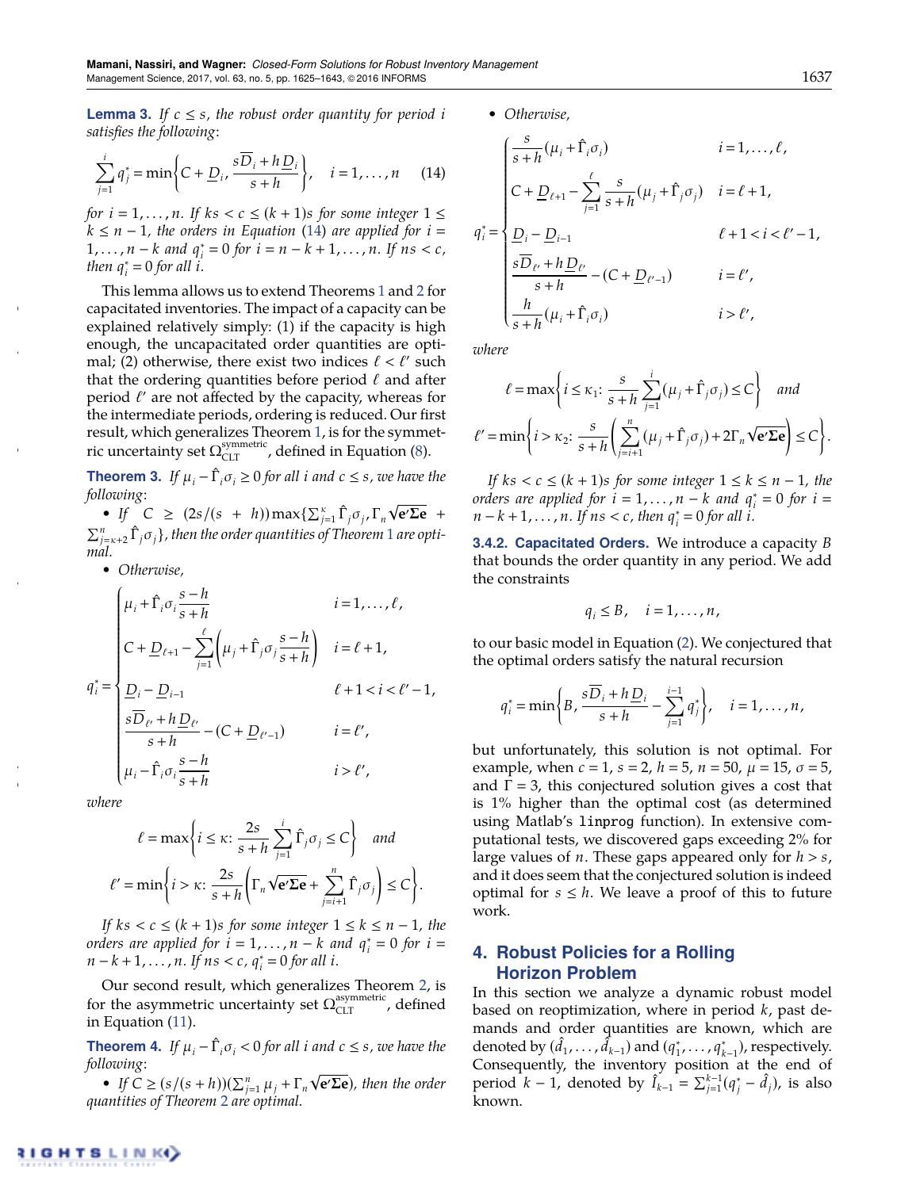**Lemma 3.** *If $c \le s$, the robust order quantity for period $i$ satisfies the following*:

$$\sum_{j=1}^{i} q_j^* = \min\left\{C + \underline{D}_i, \frac{s\overline{D}_i + h\underline{D}_i}{s+h}\right\}, \quad i = 1, \ldots, n \tag{14}$$

*for $i = 1, \ldots, n$. If $ks < c \le (k+1)s$ for some integer $1 \le k \le n-1$, the orders in Equation (14) are applied for $i = 1, \ldots, n-k$ and $q_i^* = 0$ for $i = n-k+1, \ldots, n$. If $ns < c$, then $q_i^* = 0$ for all $i$.*

This lemma allows us to extend Theorems 1 and 2 for capacitated inventories. The impact of a capacity can be explained relatively simply: (1) if the capacity is high enough, the uncapacitated order quantities are optimal; (2) otherwise, there exist two indices $\ell < \ell'$ such that the ordering quantities before period $\ell$ and after period $\ell'$ are not affected by the capacity, whereas for the intermediate periods, ordering is reduced. Our first result, which generalizes Theorem 1, is for the symmetric uncertainty set $\Omega_{\text{CLT}}^{\text{symmetric}}$, defined in Equation (8).

**Theorem 3.** *If $\mu_i - \hat{\Gamma}_i\sigma_i \ge 0$ for all $i$ and $c \le s$, we have the following*:

- *If $C \ge (2s/(s+h))\max\{\sum_{j=1}^{\kappa}\hat{\Gamma}_j\sigma_j, \Gamma_n\sqrt{\mathbf{e}'\boldsymbol{\Sigma}\mathbf{e}} + \sum_{j=\kappa+2}^{n}\hat{\Gamma}_j\sigma_j\}$, then the order quantities of Theorem 1 are optimal.*
- *Otherwise,*

$$q_i^* = \begin{cases} \mu_i + \hat{\Gamma}_i\sigma_i \dfrac{s-h}{s+h} & i = 1, \ldots, \ell, \\[2mm] C + \underline{D}_{\ell+1} - \displaystyle\sum_{j=1}^{\ell}\left(\mu_j + \hat{\Gamma}_j\sigma_j\frac{s-h}{s+h}\right) & i = \ell+1, \\[2mm] \underline{D}_i - \underline{D}_{i-1} & \ell+1 < i < \ell'-1, \\[2mm] \dfrac{s\overline{D}_{\ell'} + h\underline{D}_{\ell'}}{s+h} - (C + \underline{D}_{\ell'-1}) & i = \ell', \\[2mm] \mu_i - \hat{\Gamma}_i\sigma_i\dfrac{s-h}{s+h} & i > \ell', \end{cases}$$

*where*

$$\ell = \max\left\{i \le \kappa \colon \frac{2s}{s+h}\sum_{j=1}^{i}\hat{\Gamma}_j\sigma_j \le C\right\} \quad \text{and}$$

$$\ell' = \min\left\{i > \kappa \colon \frac{2s}{s+h}\left(\Gamma_n\sqrt{\mathbf{e}'\boldsymbol{\Sigma}\mathbf{e}} + \sum_{j=i+1}^{n}\hat{\Gamma}_j\sigma_j\right) \le C\right\}.$$

*If $ks < c \le (k+1)s$ for some integer $1 \le k \le n-1$, the orders are applied for $i = 1, \ldots, n-k$ and $q_i^* = 0$ for $i = n-k+1, \ldots, n$. If $ns < c$, $q_i^* = 0$ for all $i$.*

Our second result, which generalizes Theorem 2, is for the asymmetric uncertainty set $\Omega_{\text{CLT}}^{\text{asymmetric}}$, defined in Equation (11).

**Theorem 4.** *If $\mu_i - \hat{\Gamma}_i\sigma_i < 0$ for all $i$ and $c \le s$, we have the following*:

- *If $C \ge (s/(s+h))(\sum_{j=1}^{n}\mu_j + \Gamma_n\sqrt{\mathbf{e}'\boldsymbol{\Sigma}\mathbf{e}})$, then the order quantities of Theorem 2 are optimal.*
- *Otherwise,*

$$q_i^* = \begin{cases} \dfrac{s}{s+h}(\mu_i + \hat{\Gamma}_i\sigma_i) & i = 1, \ldots, \ell, \\[2mm] C + \underline{D}_{\ell+1} - \displaystyle\sum_{j=1}^{\ell}\frac{s}{s+h}(\mu_j + \hat{\Gamma}_j\sigma_j) & i = \ell+1, \\[2mm] \underline{D}_i - \underline{D}_{i-1} & \ell+1 < i < \ell'-1, \\[2mm] \dfrac{s\overline{D}_{\ell'} + h\underline{D}_{\ell'}}{s+h} - (C + \underline{D}_{\ell'-1}) & i = \ell', \\[2mm] \dfrac{h}{s+h}(\mu_i + \hat{\Gamma}_i\sigma_i) & i > \ell', \end{cases}$$

*where*

$$\ell = \max\left\{i \le \kappa_1 \colon \frac{s}{s+h}\sum_{j=1}^{i}(\mu_j + \hat{\Gamma}_j\sigma_j) \le C\right\} \quad \text{and}$$

$$\ell' = \min\left\{i > \kappa_2 \colon \frac{s}{s+h}\left(\sum_{j=i+1}^{n}(\mu_j + \hat{\Gamma}_j\sigma_j) + 2\Gamma_n\sqrt{\mathbf{e}'\boldsymbol{\Sigma}\mathbf{e}}\right) \le C\right\}.$$

*If $ks < c \le (k+1)s$ for some integer $1 \le k \le n-1$, the orders are applied for $i = 1, \ldots, n-k$ and $q_i^* = 0$ for $i = n-k+1, \ldots, n$. If $ns < c$, then $q_i^* = 0$ for all $i$.*

### 3.4.2. Capacitated Orders.

We introduce a capacity $B$ that bounds the order quantity in any period. We add the constraints

$$q_i \le B, \quad i = 1, \ldots, n,$$

to our basic model in Equation (2). We conjectured that the optimal orders satisfy the natural recursion

$$q_i^* = \min\left\{B, \frac{s\overline{D}_i + h\underline{D}_i}{s+h} - \sum_{j=1}^{i-1}q_j^*\right\}, \quad i = 1, \ldots, n,$$

but unfortunately, this solution is not optimal. For example, when $c = 1$, $s = 2$, $h = 5$, $n = 50$, $\mu = 15$, $\sigma = 5$, and $\Gamma = 3$, this conjectured solution gives a cost that is 1% higher than the optimal cost (as determined using Matlab's `linprog` function). In extensive computational tests, we discovered gaps exceeding 2% for large values of $n$. These gaps appeared only for $h > s$, and it does seem that the conjectured solution is indeed optimal for $s \le h$. We leave a proof of this to future work.

## 4. Robust Policies for a Rolling Horizon Problem

In this section we analyze a dynamic robust model based on reoptimization, where in period $k$, past demands and order quantities are known, which are denoted by $(\hat{d}_1, \ldots, \hat{d}_{k-1})$ and $(q_1^*, \ldots, q_{k-1}^*)$, respectively. Consequently, the inventory position at the end of period $k-1$, denoted by $\hat{I}_{k-1} = \sum_{j=1}^{k-1}(q_j^* - \hat{d}_j)$, is also known.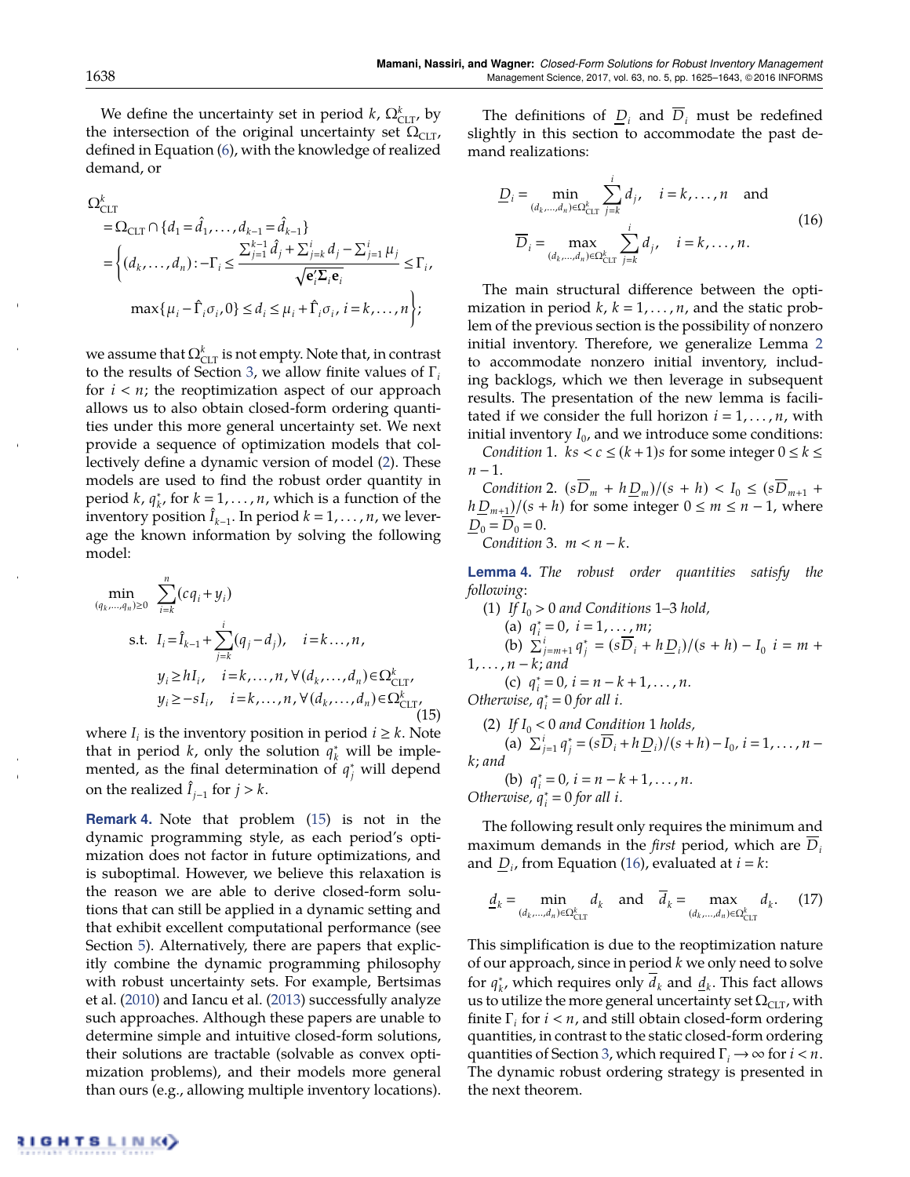We define the uncertainty set in period $k$, $\Omega^k_{\text{CLT}}$, by the intersection of the original uncertainty set $\Omega_{\text{CLT}}$, defined in Equation (6), with the knowledge of realized demand, or

$$
\begin{aligned}
\Omega^k_{\text{CLT}} &= \Omega_{\text{CLT}} \cap \{d_1 = \hat{d}_1, \ldots, d_{k-1} = \hat{d}_{k-1}\} \\
&= \Bigg\{ (d_k, \ldots, d_n) : -\Gamma_i \le \frac{\sum_{j=1}^{k-1} \hat{d}_j + \sum_{j=k}^{i} d_j - \sum_{j=1}^{i} \mu_j}{\sqrt{\mathbf{e}_i' \Sigma_i \mathbf{e}_i}} \le \Gamma_i, \\
&\qquad \max\{\mu_i - \hat{\Gamma}_i \sigma_i, 0\} \le d_i \le \mu_i + \hat{\Gamma}_i \sigma_i,\ i = k, \ldots, n \Bigg\};
\end{aligned}
$$

we assume that $\Omega^k_{\text{CLT}}$ is not empty. Note that, in contrast to the results of Section 3, we allow finite values of $\Gamma_i$ for $i < n$; the reoptimization aspect of our approach allows us to also obtain closed-form ordering quantities under this more general uncertainty set. We next provide a sequence of optimization models that collectively define a dynamic version of model (2). These models are used to find the robust order quantity in period $k$, $q_k^*$, for $k = 1, \ldots, n$, which is a function of the inventory position $\hat{I}_{k-1}$. In period $k = 1, \ldots, n$, we leverage the known information by solving the following model:

$$
\begin{aligned}
\min_{(q_k, \ldots, q_n) \ge 0} \quad & \sum_{i=k}^{n} (c q_i + y_i) \\
\text{s.t.} \quad & I_i = \hat{I}_{k-1} + \sum_{j=k}^{i} (q_j - d_j), \quad i = k \ldots, n, \\
& y_i \ge h I_i, \quad i = k, \ldots, n, \forall (d_k, \ldots, d_n) \in \Omega^k_{\text{CLT}}, \\
& y_i \ge -s I_i, \quad i = k, \ldots, n, \forall (d_k, \ldots, d_n) \in \Omega^k_{\text{CLT}},
\end{aligned}
\tag{15}
$$

where $I_i$ is the inventory position in period $i \ge k$. Note that in period $k$, only the solution $q_k^*$ will be implemented, as the final determination of $q_j^*$ will depend on the realized $\hat{I}_{j-1}$ for $j > k$.

**Remark 4.** Note that problem (15) is not in the dynamic programming style, as each period's optimization does not factor in future optimizations, and is suboptimal. However, we believe this relaxation is the reason we are able to derive closed-form solutions that can still be applied in a dynamic setting and that exhibit excellent computational performance (see Section 5). Alternatively, there are papers that explicitly combine the dynamic programming philosophy with robust uncertainty sets. For example, Bertsimas et al. (2010) and Iancu et al. (2013) successfully analyze such approaches. Although these papers are unable to determine simple and intuitive closed-form solutions, their solutions are tractable (solvable as convex optimization problems), and their models more general than ours (e.g., allowing multiple inventory locations).

The definitions of $\underline{D}_i$ and $\overline{D}_i$ must be redefined slightly in this section to accommodate the past demand realizations:

$$
\begin{aligned}
\underline{D}_i &= \min_{(d_k, \ldots, d_n) \in \Omega^k_{\text{CLT}}} \sum_{j=k}^{i} d_j, \quad i = k, \ldots, n \quad \text{and} \\
\overline{D}_i &= \max_{(d_k, \ldots, d_n) \in \Omega^k_{\text{CLT}}} \sum_{j=k}^{i} d_j, \quad i = k, \ldots, n.
\end{aligned}
\tag{16}
$$

The main structural difference between the optimization in period $k$, $k = 1, \ldots, n$, and the static problem of the previous section is the possibility of nonzero initial inventory. Therefore, we generalize Lemma 2 to accommodate nonzero initial inventory, including backlogs, which we then leverage in subsequent results. The presentation of the new lemma is facilitated if we consider the full horizon $i = 1, \ldots, n$, with initial inventory $I_0$, and we introduce some conditions:

*Condition* 1. $ks < c \le (k+1)s$ for some integer $0 \le k \le n-1$.

*Condition* 2. $(s\overline{D}_m + h\underline{D}_m)/(s+h) < I_0 \le (s\overline{D}_{m+1} + h\underline{D}_{m+1})/(s+h)$ for some integer $0 \le m \le n-1$, where $\underline{D}_0 = \overline{D}_0 = 0$.

*Condition* 3. $m < n - k$.

**Lemma 4.** *The robust order quantities satisfy the following:*

(1) *If $I_0 > 0$ and Conditions 1–3 hold,*

(a) $q_i^* = 0$, $i = 1, \ldots, m$;

(b) $\sum_{j=m+1}^{i} q_j^* = (s\overline{D}_i + h\underline{D}_i)/(s+h) - I_0$ $i = m+1, \ldots, n-k$; *and*

(c) $q_i^* = 0$, $i = n-k+1, \ldots, n$.

*Otherwise, $q_i^* = 0$ for all $i$.*

(2) *If $I_0 < 0$ and Condition 1 holds,*

(a) $\sum_{j=1}^{i} q_j^* = (s\overline{D}_i + h\underline{D}_i)/(s+h) - I_0$, $i = 1, \ldots, n-k$; *and*

(b) $q_i^* = 0$, $i = n-k+1, \ldots, n$.

*Otherwise, $q_i^* = 0$ for all $i$.*

The following result only requires the minimum and maximum demands in the *first* period, which are $\overline{D}_i$ and $\underline{D}_i$, from Equation (16), evaluated at $i = k$:

$$
\underline{d}_k = \min_{(d_k, \ldots, d_n) \in \Omega^k_{\text{CLT}}} d_k \quad \text{and} \quad \overline{d}_k = \max_{(d_k, \ldots, d_n) \in \Omega^k_{\text{CLT}}} d_k. \tag{17}
$$

This simplification is due to the reoptimization nature of our approach, since in period $k$ we only need to solve for $q_k^*$, which requires only $\overline{d}_k$ and $\underline{d}_k$. This fact allows us to utilize the more general uncertainty set $\Omega_{\text{CLT}}$, with finite $\Gamma_i$ for $i < n$, and still obtain closed-form ordering quantities, in contrast to the static closed-form ordering quantities of Section 3, which required $\Gamma_i \to \infty$ for $i < n$. The dynamic robust ordering strategy is presented in the next theorem.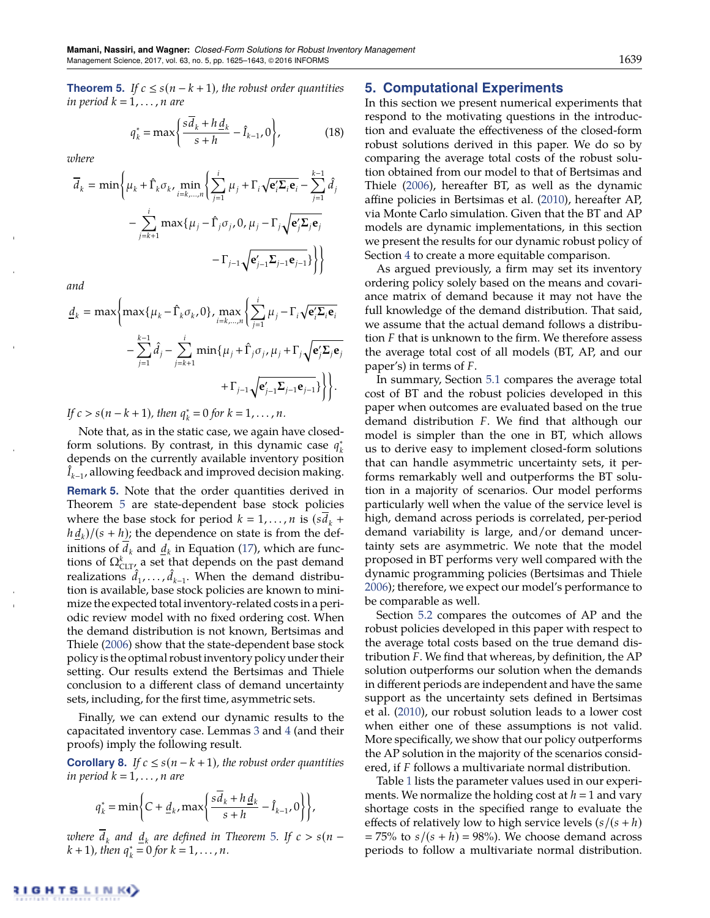**Theorem 5.** *If $c \le s(n-k+1)$, the robust order quantities in period $k = 1, \ldots, n$ are*

$$q_k^* = \max\left\{\frac{s\overline{d}_k + h\underline{d}_k}{s+h} - \hat{I}_{k-1}, 0\right\}, \tag{18}$$

*where*

$$\overline{d}_k = \min\Bigg\{\mu_k + \hat{\Gamma}_k\sigma_k, \min_{i=k,\ldots,n}\Bigg\{\sum_{j=1}^{i}\mu_j + \Gamma_i\sqrt{\mathbf{e}_i'\boldsymbol{\Sigma}_i\mathbf{e}_i} - \sum_{j=1}^{k-1}\hat{d}_j - \sum_{j=k+1}^{i}\max\Big\{\mu_j - \hat{\Gamma}_j\sigma_j, 0, \mu_j - \Gamma_j\sqrt{\mathbf{e}_j'\boldsymbol{\Sigma}_j\mathbf{e}_j} - \Gamma_{j-1}\sqrt{\mathbf{e}_{j-1}'\boldsymbol{\Sigma}_{j-1}\mathbf{e}_{j-1}}\Big\}\Bigg\}\Bigg\}$$

*and*

$$\underline{d}_k = \max\Bigg\{\max\{\mu_k - \hat{\Gamma}_k\sigma_k, 0\}, \max_{i=k,\ldots,n}\Bigg\{\sum_{j=1}^{i}\mu_j - \Gamma_i\sqrt{\mathbf{e}_i'\boldsymbol{\Sigma}_i\mathbf{e}_i} - \sum_{j=1}^{k-1}\hat{d}_j - \sum_{j=k+1}^{i}\min\Big\{\mu_j + \hat{\Gamma}_j\sigma_j, \mu_j + \Gamma_j\sqrt{\mathbf{e}_j'\boldsymbol{\Sigma}_j\mathbf{e}_j} + \Gamma_{j-1}\sqrt{\mathbf{e}_{j-1}'\boldsymbol{\Sigma}_{j-1}\mathbf{e}_{j-1}}\Big\}\Bigg\}\Bigg\}.$$

*If $c > s(n-k+1)$, then $q_k^* = 0$ for $k = 1, \ldots, n$.*

Note that, as in the static case, we again have closed-form solutions. By contrast, in this dynamic case $q_k^*$ depends on the currently available inventory position $\hat{I}_{k-1}$, allowing feedback and improved decision making.

**Remark 5.** Note that the order quantities derived in Theorem 5 are state-dependent base stock policies where the base stock for period $k = 1, \ldots, n$ is $(s\overline{d}_k + h\underline{d}_k)/(s+h)$; the dependence on state is from the definitions of $\overline{d}_k$ and $\underline{d}_k$ in Equation (17), which are functions of $\Omega_{\text{CLT}}^k$, a set that depends on the past demand realizations $\hat{d}_1, \ldots, \hat{d}_{k-1}$. When the demand distribution is available, base stock policies are known to minimize the expected total inventory-related costs in a periodic review model with no fixed ordering cost. When the demand distribution is not known, Bertsimas and Thiele (2006) show that the state-dependent base stock policy is the optimal robust inventory policy under their setting. Our results extend the Bertsimas and Thiele conclusion to a different class of demand uncertainty sets, including, for the first time, asymmetric sets.

Finally, we can extend our dynamic results to the capacitated inventory case. Lemmas 3 and 4 (and their proofs) imply the following result.

**Corollary 8.** *If $c \le s(n-k+1)$, the robust order quantities in period $k = 1, \ldots, n$ are*

$$q_k^* = \min\left\{C + \underline{d}_k, \max\left\{\frac{s\overline{d}_k + h\underline{d}_k}{s+h} - \hat{I}_{k-1}, 0\right\}\right\},$$

*where $\overline{d}_k$ and $\underline{d}_k$ are defined in Theorem 5. If $c > s(n-k+1)$, then $q_k^* = 0$ for $k = 1, \ldots, n$.*

## 5. Computational Experiments

In this section we present numerical experiments that respond to the motivating questions in the introduction and evaluate the effectiveness of the closed-form robust solutions derived in this paper. We do so by comparing the average total costs of the robust solution obtained from our model to that of Bertsimas and Thiele (2006), hereafter BT, as well as the dynamic affine policies in Bertsimas et al. (2010), hereafter AP, via Monte Carlo simulation. Given that the BT and AP models are dynamic implementations, in this section we present the results for our dynamic robust policy of Section 4 to create a more equitable comparison.

As argued previously, a firm may set its inventory ordering policy solely based on the means and covariance matrix of demand because it may not have the full knowledge of the demand distribution. That said, we assume that the actual demand follows a distribution $F$ that is unknown to the firm. We therefore assess the average total cost of all models (BT, AP, and our paper's) in terms of $F$.

In summary, Section 5.1 compares the average total cost of BT and the robust policies developed in this paper when outcomes are evaluated based on the true demand distribution $F$. We find that although our model is simpler than the one in BT, which allows us to derive easy to implement closed-form solutions that can handle asymmetric uncertainty sets, it performs remarkably well and outperforms the BT solution in a majority of scenarios. Our model performs particularly well when the value of the service level is high, demand across periods is correlated, per-period demand variability is large, and/or demand uncertainty sets are asymmetric. We note that the model proposed in BT performs very well compared with the dynamic programming policies (Bertsimas and Thiele 2006); therefore, we expect our model's performance to be comparable as well.

Section 5.2 compares the outcomes of AP and the robust policies developed in this paper with respect to the average total costs based on the true demand distribution $F$. We find that whereas, by definition, the AP solution outperforms our solution when the demands in different periods are independent and have the same support as the uncertainty sets defined in Bertsimas et al. (2010), our robust solution leads to a lower cost when either one of these assumptions is not valid. More specifically, we show that our policy outperforms the AP solution in the majority of the scenarios considered, if $F$ follows a multivariate normal distribution.

Table 1 lists the parameter values used in our experiments. We normalize the holding cost at $h = 1$ and vary shortage costs in the specified range to evaluate the effects of relatively low to high service levels ($s/(s+h)$ $= 75\%$ to $s/(s+h) = 98\%$). We choose demand across periods to follow a multivariate normal distribution.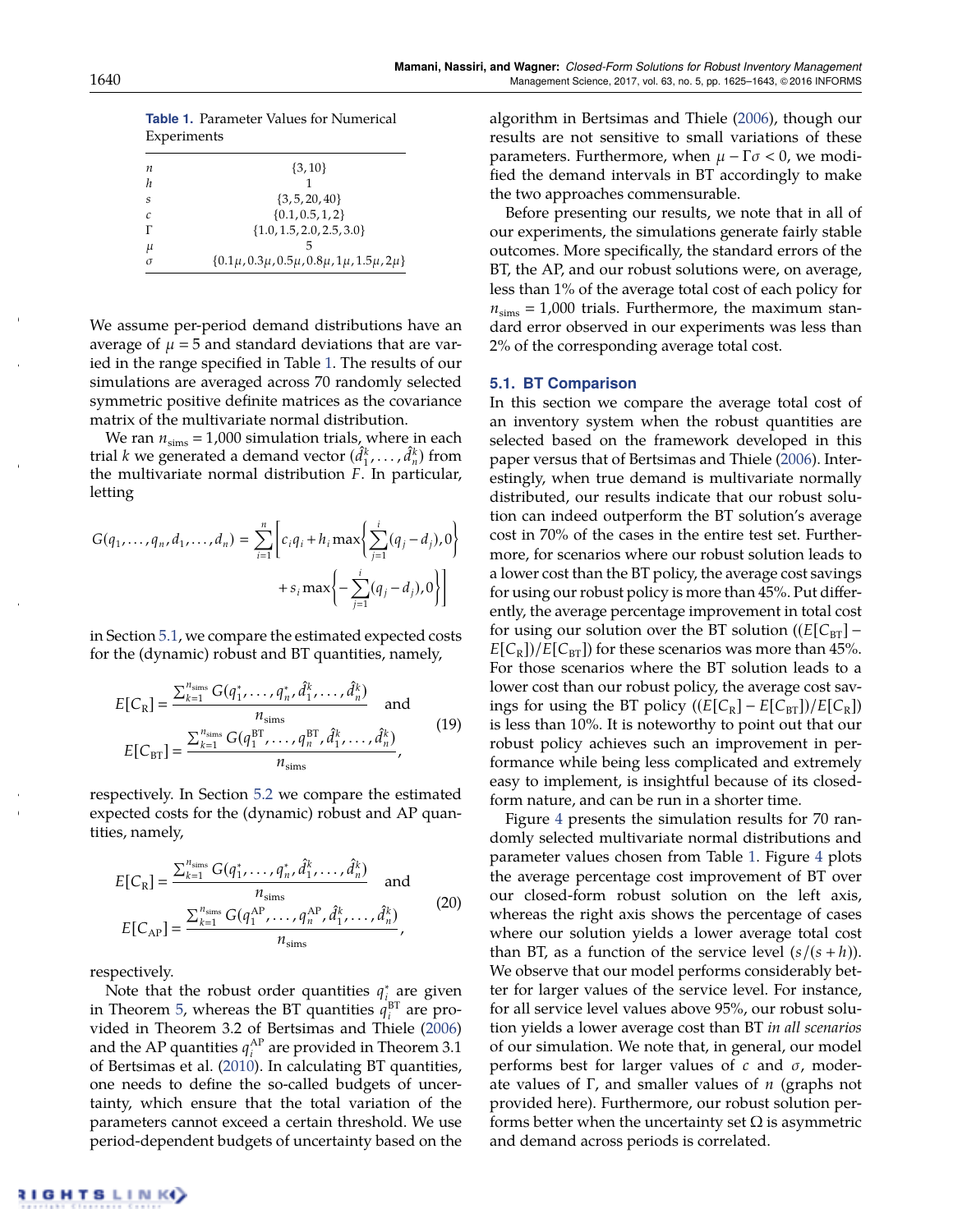**Table 1.** Parameter Values for Numerical Experiments

| | |
|---|---|
| $n$ | $\{3, 10\}$ |
| $h$ | 1 |
| $s$ | $\{3, 5, 20, 40\}$ |
| $c$ | $\{0.1, 0.5, 1, 2\}$ |
| $\Gamma$ | $\{1.0, 1.5, 2.0, 2.5, 3.0\}$ |
| $\mu$ | 5 |
| $\sigma$ | $\{0.1\mu, 0.3\mu, 0.5\mu, 0.8\mu, 1\mu, 1.5\mu, 2\mu\}$ |

We assume per-period demand distributions have an average of $\mu = 5$ and standard deviations that are varied in the range specified in Table 1. The results of our simulations are averaged across 70 randomly selected symmetric positive definite matrices as the covariance matrix of the multivariate normal distribution.

We ran $n_{\text{sims}} = 1{,}000$ simulation trials, where in each trial $k$ we generated a demand vector $(\hat{d}_1^k, \ldots, \hat{d}_n^k)$ from the multivariate normal distribution $F$. In particular, letting

$$G(q_1, \ldots, q_n, d_1, \ldots, d_n) = \sum_{i=1}^{n} \left[ c_i q_i + h_i \max\left\{ \sum_{j=1}^{i} (q_j - d_j), 0 \right\} + s_i \max\left\{ -\sum_{j=1}^{i} (q_j - d_j), 0 \right\} \right]$$

in Section 5.1, we compare the estimated expected costs for the (dynamic) robust and BT quantities, namely,

$$E[C_{\text{R}}] = \frac{\sum_{k=1}^{n_{\text{sims}}} G(q_1^*, \ldots, q_n^*, \hat{d}_1^k, \ldots, \hat{d}_n^k)}{n_{\text{sims}}} \quad \text{and} \quad E[C_{\text{BT}}] = \frac{\sum_{k=1}^{n_{\text{sims}}} G(q_1^{\text{BT}}, \ldots, q_n^{\text{BT}}, \hat{d}_1^k, \ldots, \hat{d}_n^k)}{n_{\text{sims}}}, \tag{19}$$

respectively. In Section 5.2 we compare the estimated expected costs for the (dynamic) robust and AP quantities, namely,

$$E[C_{\text{R}}] = \frac{\sum_{k=1}^{n_{\text{sims}}} G(q_1^*, \ldots, q_n^*, \hat{d}_1^k, \ldots, \hat{d}_n^k)}{n_{\text{sims}}} \quad \text{and} \quad E[C_{\text{AP}}] = \frac{\sum_{k=1}^{n_{\text{sims}}} G(q_1^{\text{AP}}, \ldots, q_n^{\text{AP}}, \hat{d}_1^k, \ldots, \hat{d}_n^k)}{n_{\text{sims}}}, \tag{20}$$

respectively.

Note that the robust order quantities $q_i^*$ are given in Theorem 5, whereas the BT quantities $q_i^{\text{BT}}$ are provided in Theorem 3.2 of Bertsimas and Thiele (2006) and the AP quantities $q_i^{\text{AP}}$ are provided in Theorem 3.1 of Bertsimas et al. (2010). In calculating BT quantities, one needs to define the so-called budgets of uncertainty, which ensure that the total variation of the parameters cannot exceed a certain threshold. We use period-dependent budgets of uncertainty based on the algorithm in Bertsimas and Thiele (2006), though our results are not sensitive to small variations of these parameters. Furthermore, when $\mu - \Gamma\sigma < 0$, we modified the demand intervals in BT accordingly to make the two approaches commensurable.

Before presenting our results, we note that in all of our experiments, the simulations generate fairly stable outcomes. More specifically, the standard errors of the BT, the AP, and our robust solutions were, on average, less than 1% of the average total cost of each policy for $n_{\text{sims}} = 1{,}000$ trials. Furthermore, the maximum standard error observed in our experiments was less than 2% of the corresponding average total cost.

## 5.1. BT Comparison

In this section we compare the average total cost of an inventory system when the robust quantities are selected based on the framework developed in this paper versus that of Bertsimas and Thiele (2006). Interestingly, when true demand is multivariate normally distributed, our results indicate that our robust solution can indeed outperform the BT solution's average cost in 70% of the cases in the entire test set. Furthermore, for scenarios where our robust solution leads to a lower cost than the BT policy, the average cost savings for using our robust policy is more than 45%. Put differently, the average percentage improvement in total cost for using our solution over the BT solution ($(E[C_{\text{BT}}] - E[C_{\text{R}}])/E[C_{\text{BT}}]$) for these scenarios was more than 45%. For those scenarios where the BT solution leads to a lower cost than our robust policy, the average cost savings for using the BT policy ($(E[C_{\text{R}}] - E[C_{\text{BT}}])/E[C_{\text{R}}]$) is less than 10%. It is noteworthy to point out that our robust policy achieves such an improvement in performance while being less complicated and extremely easy to implement, is insightful because of its closed-form nature, and can be run in a shorter time.

Figure 4 presents the simulation results for 70 randomly selected multivariate normal distributions and parameter values chosen from Table 1. Figure 4 plots the average percentage cost improvement of BT over our closed-form robust solution on the left axis, whereas the right axis shows the percentage of cases where our solution yields a lower average total cost than BT, as a function of the service level ($s/(s+h)$). We observe that our model performs considerably better for larger values of the service level. For instance, for all service level values above 95%, our robust solution yields a lower average cost than BT *in all scenarios* of our simulation. We note that, in general, our model performs best for larger values of $c$ and $\sigma$, moderate values of $\Gamma$, and smaller values of $n$ (graphs not provided here). Furthermore, our robust solution performs better when the uncertainty set $\Omega$ is asymmetric and demand across periods is correlated.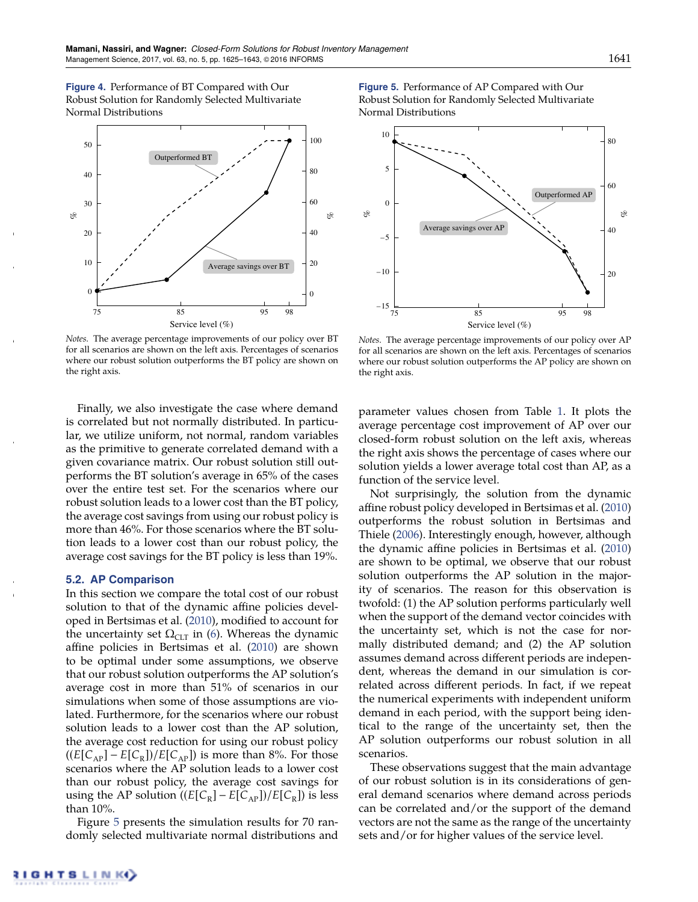**Figure 4.** Performance of BT Compared with Our Robust Solution for Randomly Selected Multivariate Normal Distributions

*Notes.* The average percentage improvements of our policy over BT for all scenarios are shown on the left axis. Percentages of scenarios where our robust solution outperforms the BT policy are shown on the right axis.

**Figure 5.** Performance of AP Compared with Our Robust Solution for Randomly Selected Multivariate Normal Distributions

*Notes.* The average percentage improvements of our policy over AP for all scenarios are shown on the left axis. Percentages of scenarios where our robust solution outperforms the AP policy are shown on the right axis.

Finally, we also investigate the case where demand is correlated but not normally distributed. In particular, we utilize uniform, not normal, random variables as the primitive to generate correlated demand with a given covariance matrix. Our robust solution still outperforms the BT solution's average in 65% of the cases over the entire test set. For the scenarios where our robust solution leads to a lower cost than the BT policy, the average cost savings from using our robust policy is more than 46%. For those scenarios where the BT solution leads to a lower cost than our robust policy, the average cost savings for the BT policy is less than 19%.

### 5.2. AP Comparison

In this section we compare the total cost of our robust solution to that of the dynamic affine policies developed in Bertsimas et al. (2010), modified to account for the uncertainty set $\Omega_{\text{CLT}}$ in (6). Whereas the dynamic affine policies in Bertsimas et al. (2010) are shown to be optimal under some assumptions, we observe that our robust solution outperforms the AP solution's average cost in more than 51% of scenarios in our simulations when some of those assumptions are violated. Furthermore, for the scenarios where our robust solution leads to a lower cost than the AP solution, the average cost reduction for using our robust policy $((E[C_{\text{AP}}] - E[C_{\text{R}}])/E[C_{\text{AP}}])$ is more than 8%. For those scenarios where the AP solution leads to a lower cost than our robust policy, the average cost savings for using the AP solution $((E[C_{\text{R}}] - E[C_{\text{AP}}])/E[C_{\text{R}}])$ is less than 10%.

Figure 5 presents the simulation results for 70 randomly selected multivariate normal distributions and parameter values chosen from Table 1. It plots the average percentage cost improvement of AP over our closed-form robust solution on the left axis, whereas the right axis shows the percentage of cases where our solution yields a lower average total cost than AP, as a function of the service level.

Not surprisingly, the solution from the dynamic affine robust policy developed in Bertsimas et al. (2010) outperforms the robust solution in Bertsimas and Thiele (2006). Interestingly enough, however, although the dynamic affine policies in Bertsimas et al. (2010) are shown to be optimal, we observe that our robust solution outperforms the AP solution in the majority of scenarios. The reason for this observation is twofold: (1) the AP solution performs particularly well when the support of the demand vector coincides with the uncertainty set, which is not the case for normally distributed demand; and (2) the AP solution assumes demand across different periods are independent, whereas the demand in our simulation is correlated across different periods. In fact, if we repeat the numerical experiments with independent uniform demand in each period, with the support being identical to the range of the uncertainty set, then the AP solution outperforms our robust solution in all scenarios.

These observations suggest that the main advantage of our robust solution is in its considerations of general demand scenarios where demand across periods can be correlated and/or the support of the demand vectors are not the same as the range of the uncertainty sets and/or for higher values of the service level.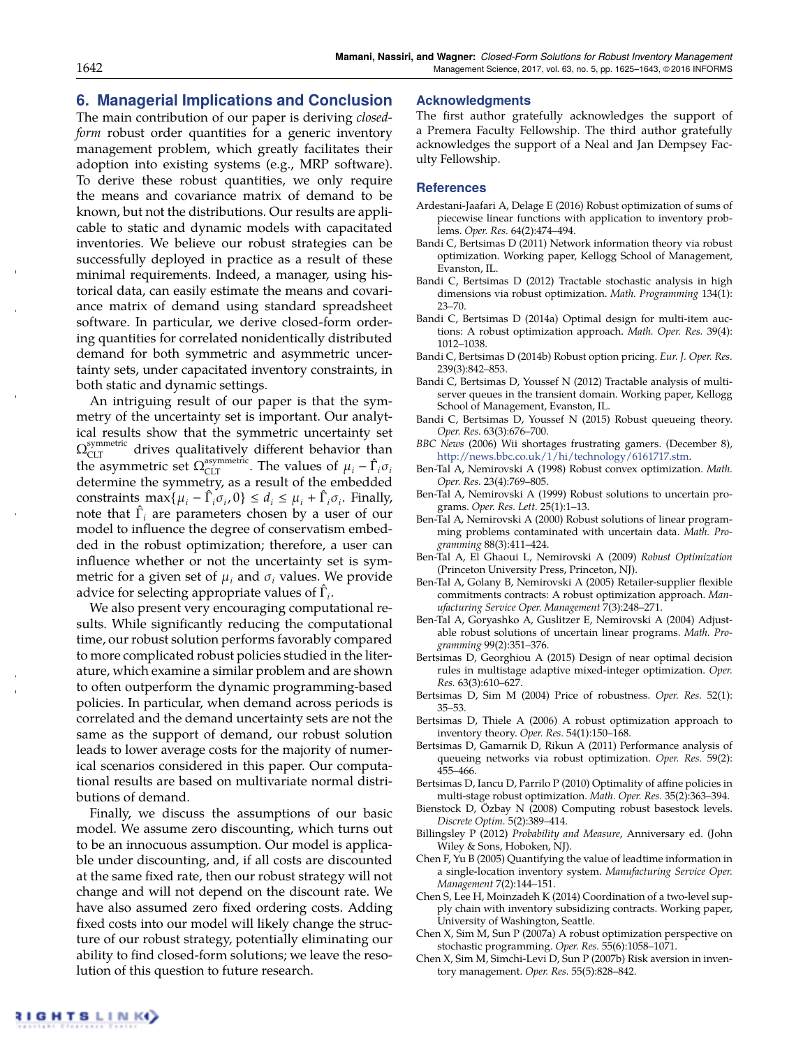## 6. Managerial Implications and Conclusion

The main contribution of our paper is deriving *closed-form* robust order quantities for a generic inventory management problem, which greatly facilitates their adoption into existing systems (e.g., MRP software). To derive these robust quantities, we only require the means and covariance matrix of demand to be known, but not the distributions. Our results are applicable to static and dynamic models with capacitated inventories. We believe our robust strategies can be successfully deployed in practice as a result of these minimal requirements. Indeed, a manager, using historical data, can easily estimate the means and covariance matrix of demand using standard spreadsheet software. In particular, we derive closed-form ordering quantities for correlated nonidentically distributed demand for both symmetric and asymmetric uncertainty sets, under capacitated inventory constraints, in both static and dynamic settings.

An intriguing result of our paper is that the symmetry of the uncertainty set is important. Our analytical results show that the symmetric uncertainty set $\Omega_{\text{CLT}}^{\text{symmetric}}$ drives qualitatively different behavior than the asymmetric set $\Omega_{\text{CLT}}^{\text{asymmetric}}$. The values of $\mu_i - \hat{\Gamma}_i\sigma_i$ determine the symmetry, as a result of the embedded constraints $\max\{\mu_i - \hat{\Gamma}_i\sigma_i, 0\} \le d_i \le \mu_i + \hat{\Gamma}_i\sigma_i$. Finally, note that $\hat{\Gamma}_i$ are parameters chosen by a user of our model to influence the degree of conservatism embedded in the robust optimization; therefore, a user can influence whether or not the uncertainty set is symmetric for a given set of $\mu_i$ and $\sigma_i$ values. We provide advice for selecting appropriate values of $\hat{\Gamma}_i$.

We also present very encouraging computational results. While significantly reducing the computational time, our robust solution performs favorably compared to more complicated robust policies studied in the literature, which examine a similar problem and are shown to often outperform the dynamic programming-based policies. In particular, when demand across periods is correlated and the demand uncertainty sets are not the same as the support of demand, our robust solution leads to lower average costs for the majority of numerical scenarios considered in this paper. Our computational results are based on multivariate normal distributions of demand.

Finally, we discuss the assumptions of our basic model. We assume zero discounting, which turns out to be an innocuous assumption. Our model is applicable under discounting, and, if all costs are discounted at the same fixed rate, then our robust strategy will not change and will not depend on the discount rate. We have also assumed zero fixed ordering costs. Adding fixed costs into our model will likely change the structure of our robust strategy, potentially eliminating our ability to find closed-form solutions; we leave the resolution of this question to future research.

## Acknowledgments

The first author gratefully acknowledges the support of a Premera Faculty Fellowship. The third author gratefully acknowledges the support of a Neal and Jan Dempsey Faculty Fellowship.

## References

Ardestani-Jaafari A, Delage E (2016) Robust optimization of sums of piecewise linear functions with application to inventory problems. *Oper. Res.* 64(2):474–494.

Bandi C, Bertsimas D (2011) Network information theory via robust optimization. Working paper, Kellogg School of Management, Evanston, IL.

Bandi C, Bertsimas D (2012) Tractable stochastic analysis in high dimensions via robust optimization. *Math. Programming* 134(1): 23–70.

Bandi C, Bertsimas D (2014a) Optimal design for multi-item auctions: A robust optimization approach. *Math. Oper. Res.* 39(4): 1012–1038.

Bandi C, Bertsimas D (2014b) Robust option pricing. *Eur. J. Oper. Res.* 239(3):842–853.

Bandi C, Bertsimas D, Youssef N (2012) Tractable analysis of multi-server queues in the transient domain. Working paper, Kellogg School of Management, Evanston, IL.

Bandi C, Bertsimas D, Youssef N (2015) Robust queueing theory. *Oper. Res.* 63(3):676–700.

*BBC News* (2006) Wii shortages frustrating gamers. (December 8), http://news.bbc.co.uk/1/hi/technology/6161717.stm.

Ben-Tal A, Nemirovski A (1998) Robust convex optimization. *Math. Oper. Res.* 23(4):769–805.

Ben-Tal A, Nemirovski A (1999) Robust solutions to uncertain programs. *Oper. Res. Lett.* 25(1):1–13.

Ben-Tal A, Nemirovski A (2000) Robust solutions of linear programming problems contaminated with uncertain data. *Math. Programming* 88(3):411–424.

Ben-Tal A, El Ghaoui L, Nemirovski A (2009) *Robust Optimization* (Princeton University Press, Princeton, NJ).

Ben-Tal A, Golany B, Nemirovski A (2005) Retailer-supplier flexible commitments contracts: A robust optimization approach. *Manufacturing Service Oper. Management* 7(3):248–271.

Ben-Tal A, Goryashko A, Guslitzer E, Nemirovski A (2004) Adjustable robust solutions of uncertain linear programs. *Math. Programming* 99(2):351–376.

Bertsimas D, Georghiou A (2015) Design of near optimal decision rules in multistage adaptive mixed-integer optimization. *Oper. Res.* 63(3):610–627.

Bertsimas D, Sim M (2004) Price of robustness. *Oper. Res.* 52(1): 35–53.

Bertsimas D, Thiele A (2006) A robust optimization approach to inventory theory. *Oper. Res.* 54(1):150–168.

Bertsimas D, Gamarnik D, Rikun A (2011) Performance analysis of queueing networks via robust optimization. *Oper. Res.* 59(2): 455–466.

Bertsimas D, Iancu D, Parrilo P (2010) Optimality of affine policies in multi-stage robust optimization. *Math. Oper. Res.* 35(2):363–394.

Bienstock D, Özbay N (2008) Computing robust basestock levels. *Discrete Optim.* 5(2):389–414.

Billingsley P (2012) *Probability and Measure*, Anniversary ed. (John Wiley & Sons, Hoboken, NJ).

Chen F, Yu B (2005) Quantifying the value of leadtime information in a single-location inventory system. *Manufacturing Service Oper. Management* 7(2):144–151.

Chen S, Lee H, Moinzadeh K (2014) Coordination of a two-level supply chain with inventory subsidizing contracts. Working paper, University of Washington, Seattle.

Chen X, Sim M, Sun P (2007a) A robust optimization perspective on stochastic programming. *Oper. Res.* 55(6):1058–1071.

Chen X, Sim M, Simchi-Levi D, Sun P (2007b) Risk aversion in inventory management. *Oper. Res.* 55(5):828–842.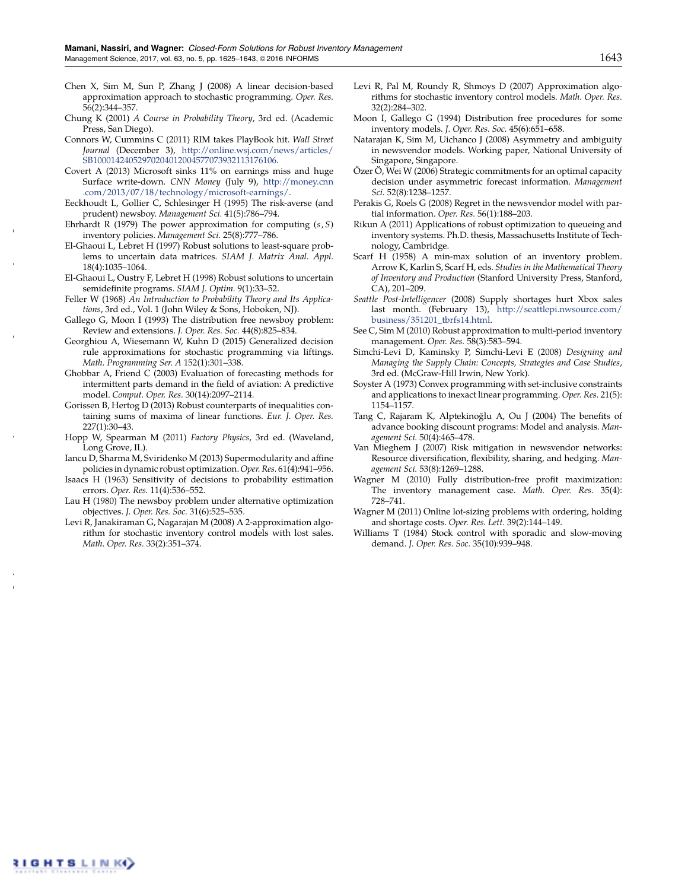Chen X, Sim M, Sun P, Zhang J (2008) A linear decision-based approximation approach to stochastic programming. *Oper. Res.* 56(2):344–357.

Chung K (2001) *A Course in Probability Theory*, 3rd ed. (Academic Press, San Diego).

Connors W, Cummins C (2011) RIM takes PlayBook hit. *Wall Street Journal* (December 3), http://online.wsj.com/news/articles/SB10001424052970204012004577073932113176106.

Covert A (2013) Microsoft sinks 11% on earnings miss and huge Surface write-down. *CNN Money* (July 9), http://money.cnn.com/2013/07/18/technology/microsoft-earnings/.

Eeckhoudt L, Gollier C, Schlesinger H (1995) The risk-averse (and prudent) newsboy. *Management Sci.* 41(5):786–794.

Ehrhardt R (1979) The power approximation for computing $(s, S)$ inventory policies. *Management Sci.* 25(8):777–786.

El-Ghaoui L, Lebret H (1997) Robust solutions to least-square problems to uncertain data matrices. *SIAM J. Matrix Anal. Appl.* 18(4):1035–1064.

El-Ghaoui L, Oustry F, Lebret H (1998) Robust solutions to uncertain semidefinite programs. *SIAM J. Optim.* 9(1):33–52.

Feller W (1968) *An Introduction to Probability Theory and Its Applications*, 3rd ed., Vol. 1 (John Wiley & Sons, Hoboken, NJ).

Gallego G, Moon I (1993) The distribution free newsboy problem: Review and extensions. *J. Oper. Res. Soc.* 44(8):825–834.

Georghiou A, Wiesemann W, Kuhn D (2015) Generalized decision rule approximations for stochastic programming via liftings. *Math. Programming Ser. A* 152(1):301–338.

Ghobbar A, Friend C (2003) Evaluation of forecasting methods for intermittent parts demand in the field of aviation: A predictive model. *Comput. Oper. Res.* 30(14):2097–2114.

Gorissen B, Hertog D (2013) Robust counterparts of inequalities containing sums of maxima of linear functions. *Eur. J. Oper. Res.* 227(1):30–43.

Hopp W, Spearman M (2011) *Factory Physics*, 3rd ed. (Waveland, Long Grove, IL).

Iancu D, Sharma M, Sviridenko M (2013) Supermodularity and affine policies in dynamic robust optimization. *Oper. Res.* 61(4):941–956.

Isaacs H (1963) Sensitivity of decisions to probability estimation errors. *Oper. Res.* 11(4):536–552.

Lau H (1980) The newsboy problem under alternative optimization objectives. *J. Oper. Res. Soc.* 31(6):525–535.

Levi R, Janakiraman G, Nagarajan M (2008) A 2-approximation algorithm for stochastic inventory control models with lost sales. *Math. Oper. Res.* 33(2):351–374.

Levi R, Pal M, Roundy R, Shmoys D (2007) Approximation algorithms for stochastic inventory control models. *Math. Oper. Res.* 32(2):284–302.

Moon I, Gallego G (1994) Distribution free procedures for some inventory models. *J. Oper. Res. Soc.* 45(6):651–658.

Natarajan K, Sim M, Uichanco J (2008) Asymmetry and ambiguity in newsvendor models. Working paper, National University of Singapore, Singapore.

Özer Ö, Wei W (2006) Strategic commitments for an optimal capacity decision under asymmetric forecast information. *Management Sci.* 52(8):1238–1257.

Perakis G, Roels G (2008) Regret in the newsvendor model with partial information. *Oper. Res.* 56(1):188–203.

Rikun A (2011) Applications of robust optimization to queueing and inventory systems. Ph.D. thesis, Massachusetts Institute of Technology, Cambridge.

Scarf H (1958) A min-max solution of an inventory problem. Arrow K, Karlin S, Scarf H, eds. *Studies in the Mathematical Theory of Inventory and Production* (Stanford University Press, Stanford, CA), 201–209.

*Seattle Post-Intelligencer* (2008) Supply shortages hurt Xbox sales last month. (February 13), http://seattlepi.nwsource.com/business/351201_tbrfs14.html.

See C, Sim M (2010) Robust approximation to multi-period inventory management. *Oper. Res.* 58(3):583–594.

Simchi-Levi D, Kaminsky P, Simchi-Levi E (2008) *Designing and Managing the Supply Chain: Concepts, Strategies and Case Studies*, 3rd ed. (McGraw-Hill Irwin, New York).

Soyster A (1973) Convex programming with set-inclusive constraints and applications to inexact linear programming. *Oper. Res.* 21(5): 1154–1157.

Tang C, Rajaram K, Alptekinoğlu A, Ou J (2004) The benefits of advance booking discount programs: Model and analysis. *Management Sci.* 50(4):465–478.

Van Mieghem J (2007) Risk mitigation in newsvendor networks: Resource diversification, flexibility, sharing, and hedging. *Management Sci.* 53(8):1269–1288.

Wagner M (2010) Fully distribution-free profit maximization: The inventory management case. *Math. Oper. Res.* 35(4): 728–741.

Wagner M (2011) Online lot-sizing problems with ordering, holding and shortage costs. *Oper. Res. Lett.* 39(2):144–149.

Williams T (1984) Stock control with sporadic and slow-moving demand. *J. Oper. Res. Soc.* 35(10):939–948.